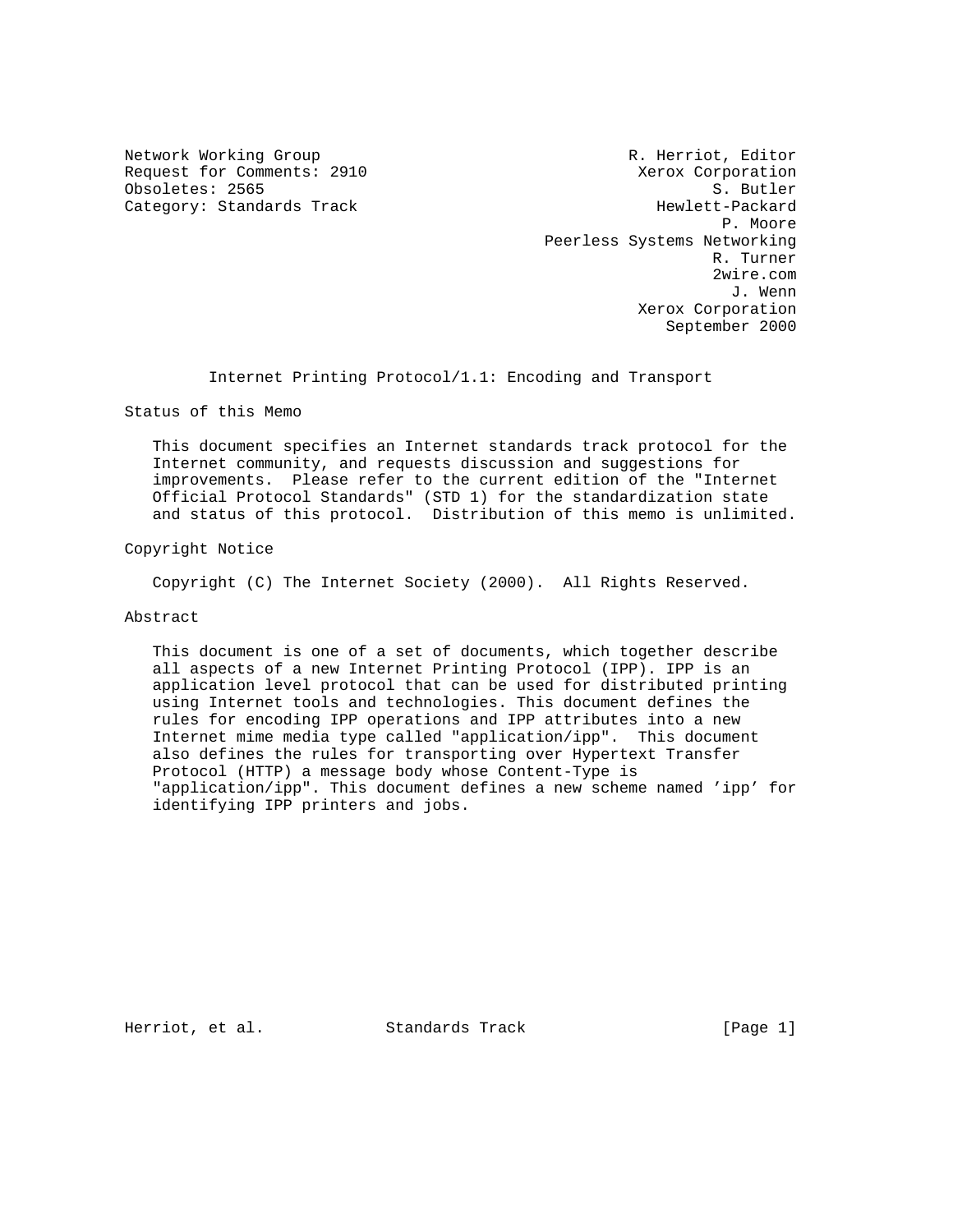Network Working Group R. Herriot, Editor
Request for Comments: 2910 Xerox Corporation
Obsoletes: 2565 S. Butler
Category: Standards Track Hewlett-Packard
P. Moore
Peerless Systems Networking
R. Turner
2wire.com
J. Wenn
Xerox Corporation
September 2000

# Internet Printing Protocol/1.1: Encoding and Transport

## Status of this Memo

This document specifies an Internet standards track protocol for the Internet community, and requests discussion and suggestions for improvements. Please refer to the current edition of the "Internet Official Protocol Standards" (STD 1) for the standardization state and status of this protocol. Distribution of this memo is unlimited.

## Copyright Notice

Copyright (C) The Internet Society (2000). All Rights Reserved.

## Abstract

This document is one of a set of documents, which together describe all aspects of a new Internet Printing Protocol (IPP). IPP is an application level protocol that can be used for distributed printing using Internet tools and technologies. This document defines the rules for encoding IPP operations and IPP attributes into a new Internet mime media type called "application/ipp". This document also defines the rules for transporting over Hypertext Transfer Protocol (HTTP) a message body whose Content-Type is "application/ipp". This document defines a new scheme named 'ipp' for identifying IPP printers and jobs.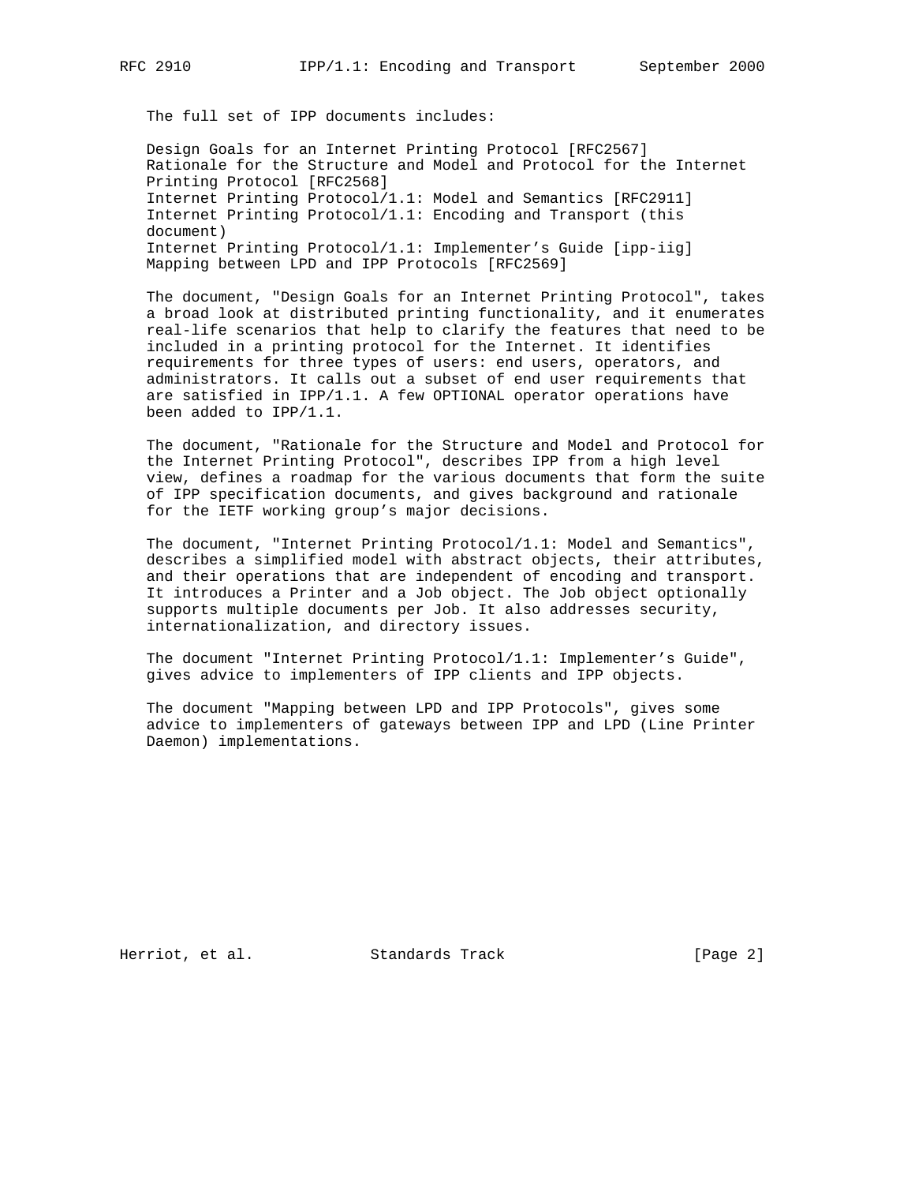The full set of IPP documents includes:

Design Goals for an Internet Printing Protocol [RFC2567]
Rationale for the Structure and Model and Protocol for the Internet Printing Protocol [RFC2568]
Internet Printing Protocol/1.1: Model and Semantics [RFC2911]
Internet Printing Protocol/1.1: Encoding and Transport (this document)
Internet Printing Protocol/1.1: Implementer's Guide [ipp-iig]
Mapping between LPD and IPP Protocols [RFC2569]

The document, "Design Goals for an Internet Printing Protocol", takes a broad look at distributed printing functionality, and it enumerates real-life scenarios that help to clarify the features that need to be included in a printing protocol for the Internet. It identifies requirements for three types of users: end users, operators, and administrators. It calls out a subset of end user requirements that are satisfied in IPP/1.1. A few OPTIONAL operator operations have been added to IPP/1.1.

The document, "Rationale for the Structure and Model and Protocol for the Internet Printing Protocol", describes IPP from a high level view, defines a roadmap for the various documents that form the suite of IPP specification documents, and gives background and rationale for the IETF working group's major decisions.

The document, "Internet Printing Protocol/1.1: Model and Semantics", describes a simplified model with abstract objects, their attributes, and their operations that are independent of encoding and transport. It introduces a Printer and a Job object. The Job object optionally supports multiple documents per Job. It also addresses security, internationalization, and directory issues.

The document "Internet Printing Protocol/1.1: Implementer's Guide", gives advice to implementers of IPP clients and IPP objects.

The document "Mapping between LPD and IPP Protocols", gives some advice to implementers of gateways between IPP and LPD (Line Printer Daemon) implementations.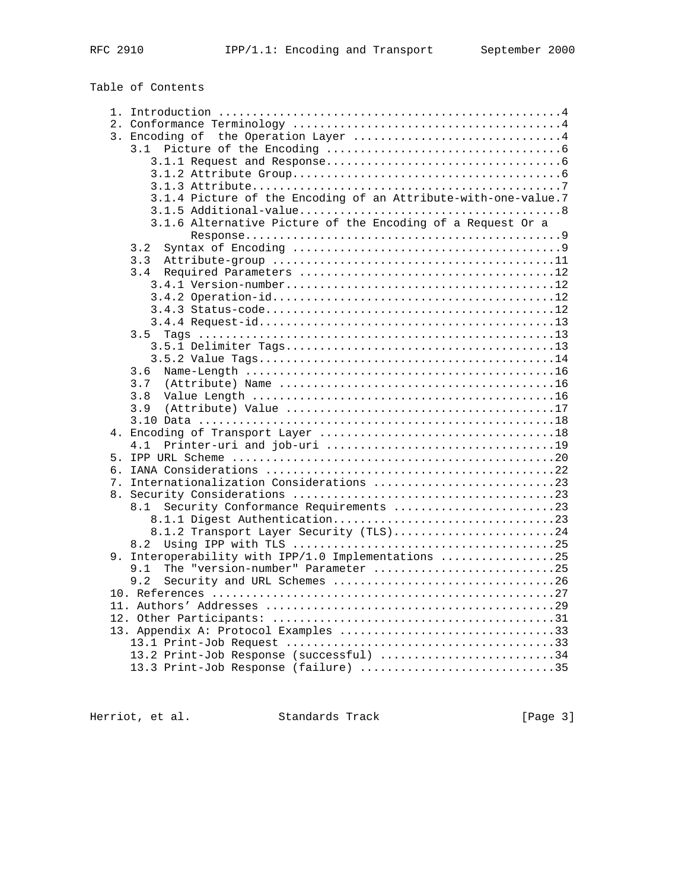Table of Contents

```
   1. Introduction ..................................................4
   2. Conformance Terminology .......................................4
   3. Encoding of  the Operation Layer ..............................4
      3.1  Picture of the Encoding ..................................6
         3.1.1 Request and Response..................................6
         3.1.2 Attribute Group.......................................6
         3.1.3 Attribute.............................................7
         3.1.4 Picture of the Encoding of an Attribute-with-one-value.7
         3.1.5 Additional-value......................................8
         3.1.6 Alternative Picture of the Encoding of a Request Or a
               Response..............................................9
      3.2  Syntax of Encoding .......................................9
      3.3  Attribute-group .........................................11
      3.4  Required Parameters .....................................12
         3.4.1 Version-number.......................................12
         3.4.2 Operation-id.........................................12
         3.4.3 Status-code..........................................12
         3.4.4 Request-id...........................................13
      3.5  Tags ....................................................13
         3.5.1 Delimiter Tags.......................................13
         3.5.2 Value Tags...........................................14
      3.6  Name-Length .............................................16
      3.7  (Attribute) Name ........................................16
      3.8  Value Length ............................................16
      3.9  (Attribute) Value .......................................17
      3.10 Data ....................................................18
   4. Encoding of Transport Layer ..................................18
      4.1  Printer-uri and job-uri .................................19
   5. IPP URL Scheme ...............................................20
   6. IANA Considerations ..........................................22
   7. Internationalization Considerations ..........................23
   8. Security Considerations ......................................23
      8.1  Security Conformance Requirements .......................23
         8.1.1 Digest Authentication................................23
         8.1.2 Transport Layer Security (TLS).......................24
      8.2  Using IPP with TLS ......................................25
   9. Interoperability with IPP/1.0 Implementations ................25
      9.1  The "version-number" Parameter ..........................25
      9.2  Security and URL Schemes ................................26
   10. References ..................................................27
   11. Authors' Addresses ..........................................29
   12. Other Participants: .........................................31
   13. Appendix A: Protocol Examples ...............................33
      13.1 Print-Job Request .......................................33
      13.2 Print-Job Response (successful) .........................34
      13.3 Print-Job Response (failure) ............................35
```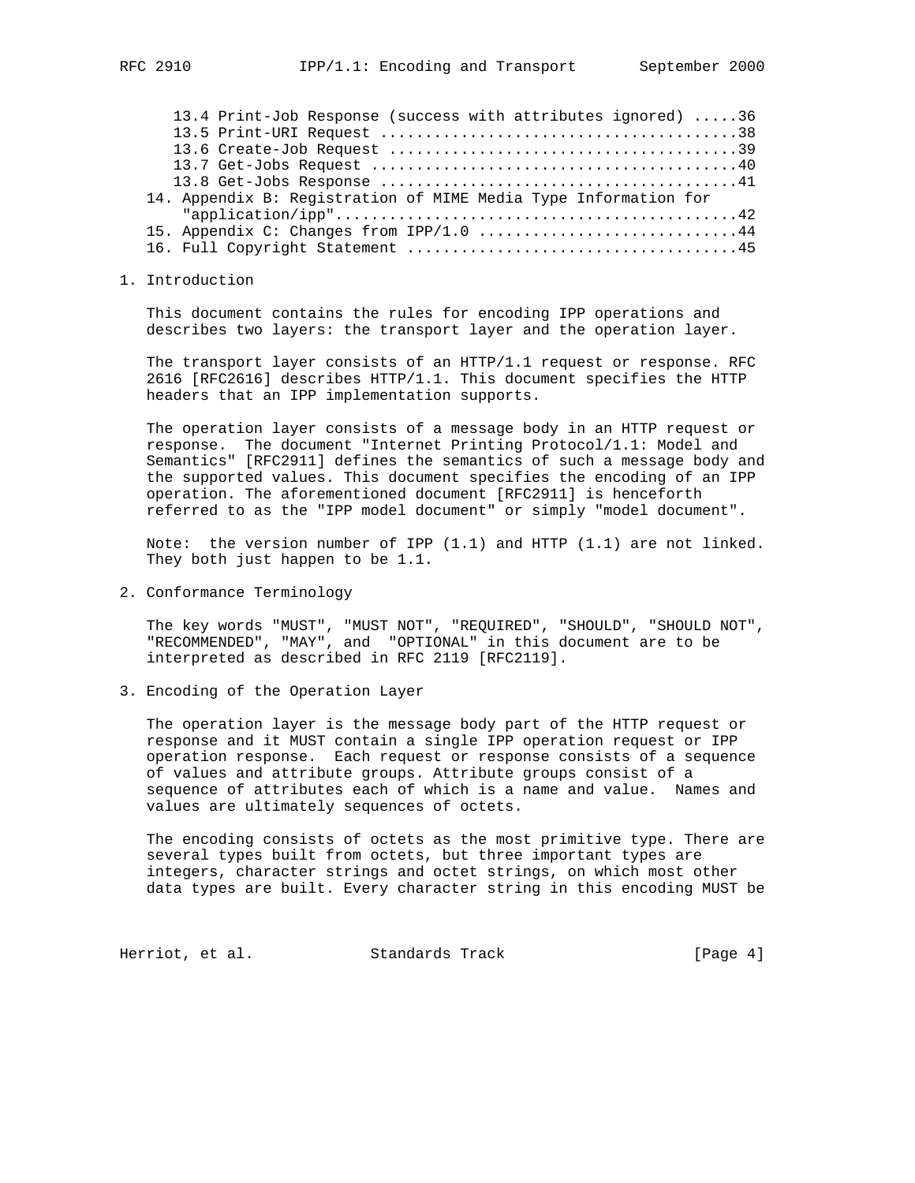13.4 Print-Job Response (success with attributes ignored) .....36
13.5 Print-URI Request .......................................38
13.6 Create-Job Request ......................................39
13.7 Get-Jobs Request ........................................40
13.8 Get-Jobs Response .......................................41
14. Appendix B: Registration of MIME Media Type Information for "application/ipp"............................................42
15. Appendix C: Changes from IPP/1.0 .............................44
16. Full Copyright Statement .....................................45

# 1. Introduction

This document contains the rules for encoding IPP operations and describes two layers: the transport layer and the operation layer.

The transport layer consists of an HTTP/1.1 request or response. RFC 2616 [RFC2616] describes HTTP/1.1. This document specifies the HTTP headers that an IPP implementation supports.

The operation layer consists of a message body in an HTTP request or response. The document "Internet Printing Protocol/1.1: Model and Semantics" [RFC2911] defines the semantics of such a message body and the supported values. This document specifies the encoding of an IPP operation. The aforementioned document [RFC2911] is henceforth referred to as the "IPP model document" or simply "model document".

Note: the version number of IPP (1.1) and HTTP (1.1) are not linked. They both just happen to be 1.1.

# 2. Conformance Terminology

The key words "MUST", "MUST NOT", "REQUIRED", "SHOULD", "SHOULD NOT", "RECOMMENDED", "MAY", and "OPTIONAL" in this document are to be interpreted as described in RFC 2119 [RFC2119].

# 3. Encoding of the Operation Layer

The operation layer is the message body part of the HTTP request or response and it MUST contain a single IPP operation request or IPP operation response. Each request or response consists of a sequence of values and attribute groups. Attribute groups consist of a sequence of attributes each of which is a name and value. Names and values are ultimately sequences of octets.

The encoding consists of octets as the most primitive type. There are several types built from octets, but three important types are integers, character strings and octet strings, on which most other data types are built. Every character string in this encoding MUST be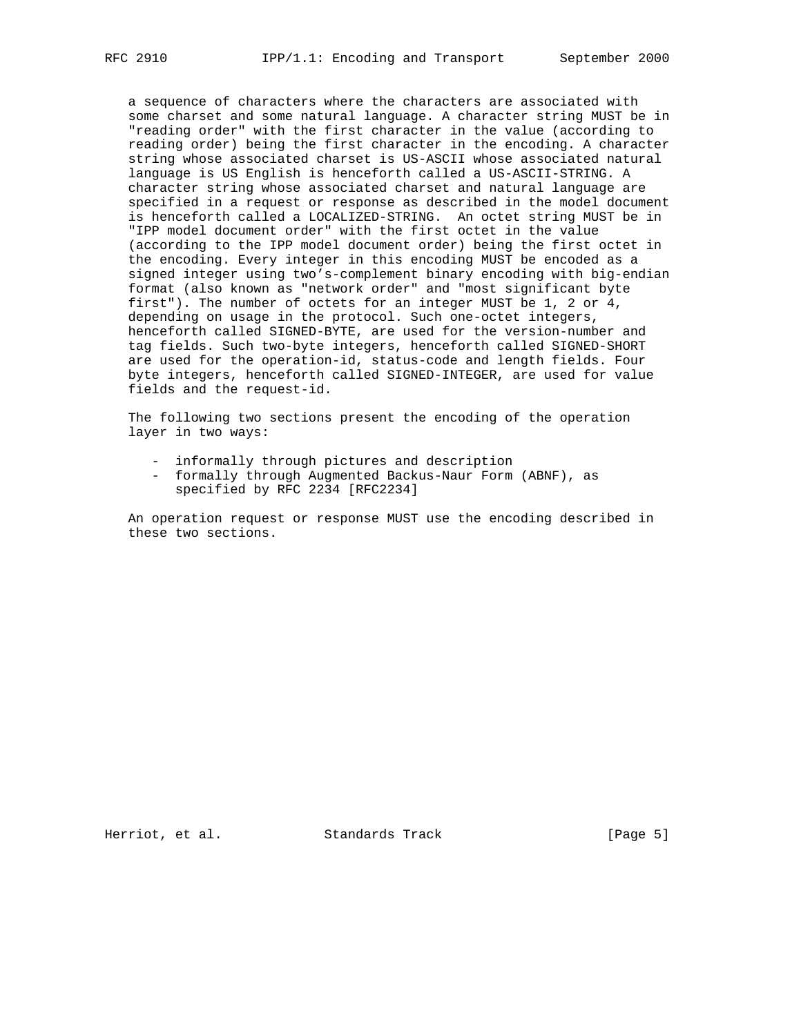a sequence of characters where the characters are associated with some charset and some natural language. A character string MUST be in "reading order" with the first character in the value (according to reading order) being the first character in the encoding. A character string whose associated charset is US-ASCII whose associated natural language is US English is henceforth called a US-ASCII-STRING. A character string whose associated charset and natural language are specified in a request or response as described in the model document is henceforth called a LOCALIZED-STRING. An octet string MUST be in "IPP model document order" with the first octet in the value (according to the IPP model document order) being the first octet in the encoding. Every integer in this encoding MUST be encoded as a signed integer using two's-complement binary encoding with big-endian format (also known as "network order" and "most significant byte first"). The number of octets for an integer MUST be 1, 2 or 4, depending on usage in the protocol. Such one-octet integers, henceforth called SIGNED-BYTE, are used for the version-number and tag fields. Such two-byte integers, henceforth called SIGNED-SHORT are used for the operation-id, status-code and length fields. Four byte integers, henceforth called SIGNED-INTEGER, are used for value fields and the request-id.

The following two sections present the encoding of the operation layer in two ways:

- informally through pictures and description
- formally through Augmented Backus-Naur Form (ABNF), as specified by RFC 2234 [RFC2234]

An operation request or response MUST use the encoding described in these two sections.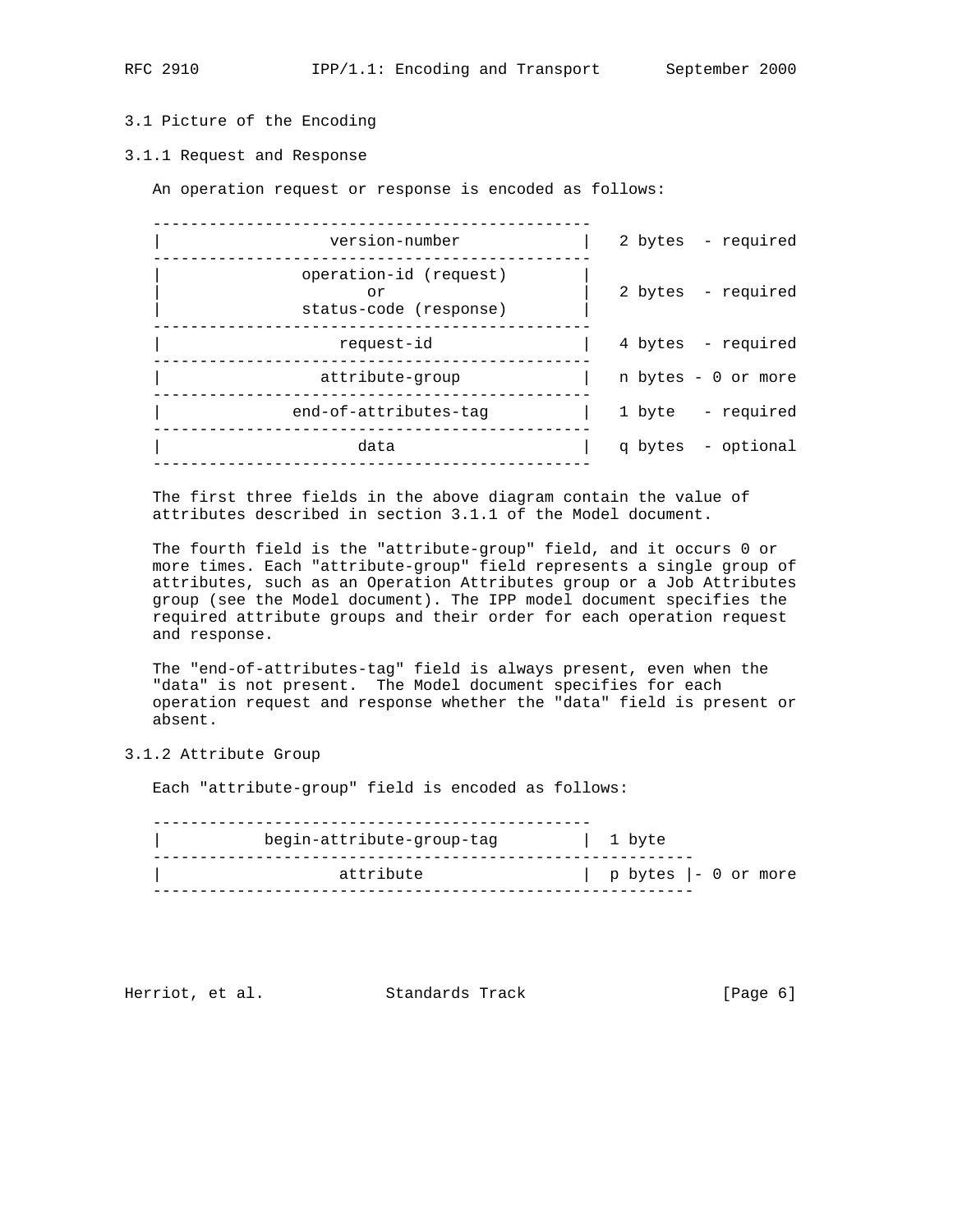### 3.1 Picture of the Encoding

#### 3.1.1 Request and Response

An operation request or response is encoded as follows:

```
-----------------------------------------------
|                  version-number             |   2 bytes  - required
-----------------------------------------------
|               operation-id (request)        |
|                      or                     |   2 bytes  - required
|               status-code (response)        |
-----------------------------------------------
|                   request-id                |   4 bytes  - required
-----------------------------------------------
|                 attribute-group             |   n bytes - 0 or more
-----------------------------------------------
|              end-of-attributes-tag          |   1 byte   - required
-----------------------------------------------
|                     data                    |   q bytes  - optional
-----------------------------------------------
```

The first three fields in the above diagram contain the value of attributes described in section 3.1.1 of the Model document.

The fourth field is the "attribute-group" field, and it occurs 0 or more times. Each "attribute-group" field represents a single group of attributes, such as an Operation Attributes group or a Job Attributes group (see the Model document). The IPP model document specifies the required attribute groups and their order for each operation request and response.

The "end-of-attributes-tag" field is always present, even when the "data" is not present. The Model document specifies for each operation request and response whether the "data" field is present or absent.

#### 3.1.2 Attribute Group

Each "attribute-group" field is encoded as follows:

```
-----------------------------------------------
|           begin-attribute-group-tag         |  1 byte
----------------------------------------------------------
|                   attribute                 | p bytes |- 0 or more
----------------------------------------------------------
```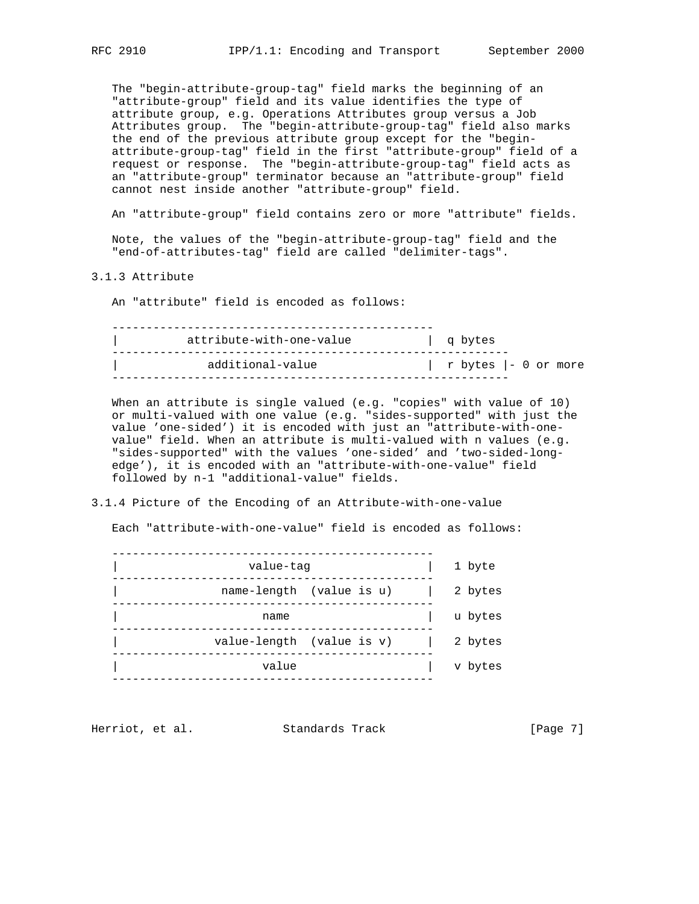The "begin-attribute-group-tag" field marks the beginning of an "attribute-group" field and its value identifies the type of attribute group, e.g. Operations Attributes group versus a Job Attributes group. The "begin-attribute-group-tag" field also marks the end of the previous attribute group except for the "begin-attribute-group-tag" field in the first "attribute-group" field of a request or response. The "begin-attribute-group-tag" field acts as an "attribute-group" terminator because an "attribute-group" field cannot nest inside another "attribute-group" field.

An "attribute-group" field contains zero or more "attribute" fields.

Note, the values of the "begin-attribute-group-tag" field and the "end-of-attributes-tag" field are called "delimiter-tags".

### 3.1.3 Attribute

An "attribute" field is encoded as follows:

```
-----------------------------------------------
|          attribute-with-one-value           |  q bytes
----------------------------------------------------------
|             additional-value                |  r bytes |- 0 or more
----------------------------------------------------------
```

When an attribute is single valued (e.g. "copies" with value of 10) or multi-valued with one value (e.g. "sides-supported" with just the value 'one-sided') it is encoded with just an "attribute-with-one-value" field. When an attribute is multi-valued with n values (e.g. "sides-supported" with the values 'one-sided' and 'two-sided-long-edge'), it is encoded with an "attribute-with-one-value" field followed by n-1 "additional-value" fields.

### 3.1.4 Picture of the Encoding of an Attribute-with-one-value

Each "attribute-with-one-value" field is encoded as follows:

```
-----------------------------------------------
|                   value-tag                 |   1 byte
-----------------------------------------------
|            name-length  (value is u)        |   2 bytes
-----------------------------------------------
|                     name                    |   u bytes
-----------------------------------------------
|           value-length  (value is v)        |   2 bytes
-----------------------------------------------
|                     value                   |   v bytes
-----------------------------------------------
```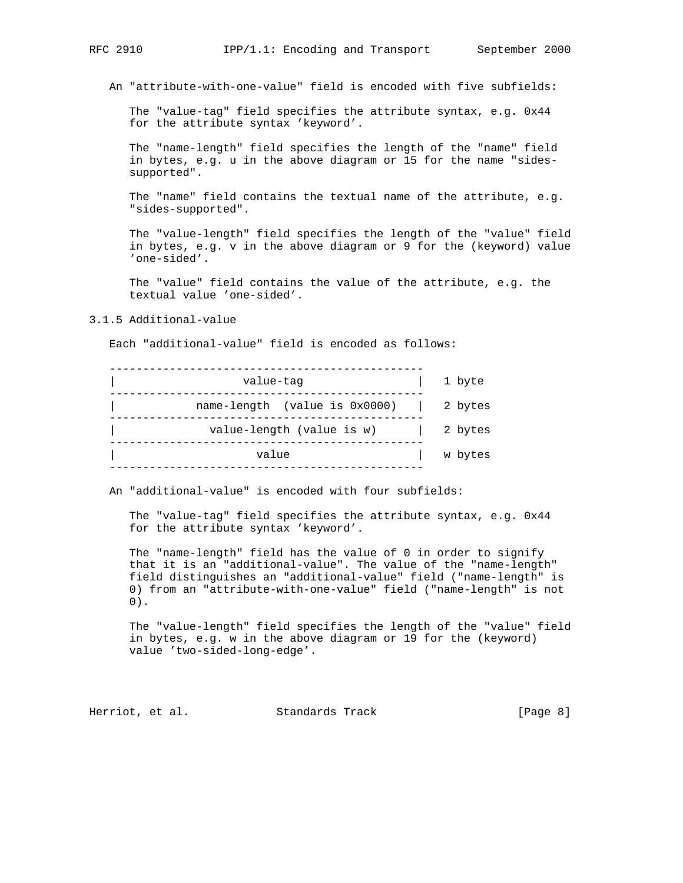An "attribute-with-one-value" field is encoded with five subfields:

The "value-tag" field specifies the attribute syntax, e.g. 0x44 for the attribute syntax 'keyword'.

The "name-length" field specifies the length of the "name" field in bytes, e.g. u in the above diagram or 15 for the name "sides-supported".

The "name" field contains the textual name of the attribute, e.g. "sides-supported".

The "value-length" field specifies the length of the "value" field in bytes, e.g. v in the above diagram or 9 for the (keyword) value 'one-sided'.

The "value" field contains the value of the attribute, e.g. the textual value 'one-sided'.

### 3.1.5 Additional-value

Each "additional-value" field is encoded as follows:

```
-----------------------------------------------
|                   value-tag                 |   1 byte
-----------------------------------------------
|            name-length  (value is 0x0000)   |   2 bytes
-----------------------------------------------
|              value-length (value is w)      |   2 bytes
-----------------------------------------------
|                     value                   |   w bytes
-----------------------------------------------
```

An "additional-value" is encoded with four subfields:

The "value-tag" field specifies the attribute syntax, e.g. 0x44 for the attribute syntax 'keyword'.

The "name-length" field has the value of 0 in order to signify that it is an "additional-value". The value of the "name-length" field distinguishes an "additional-value" field ("name-length" is 0) from an "attribute-with-one-value" field ("name-length" is not 0).

The "value-length" field specifies the length of the "value" field in bytes, e.g. w in the above diagram or 19 for the (keyword) value 'two-sided-long-edge'.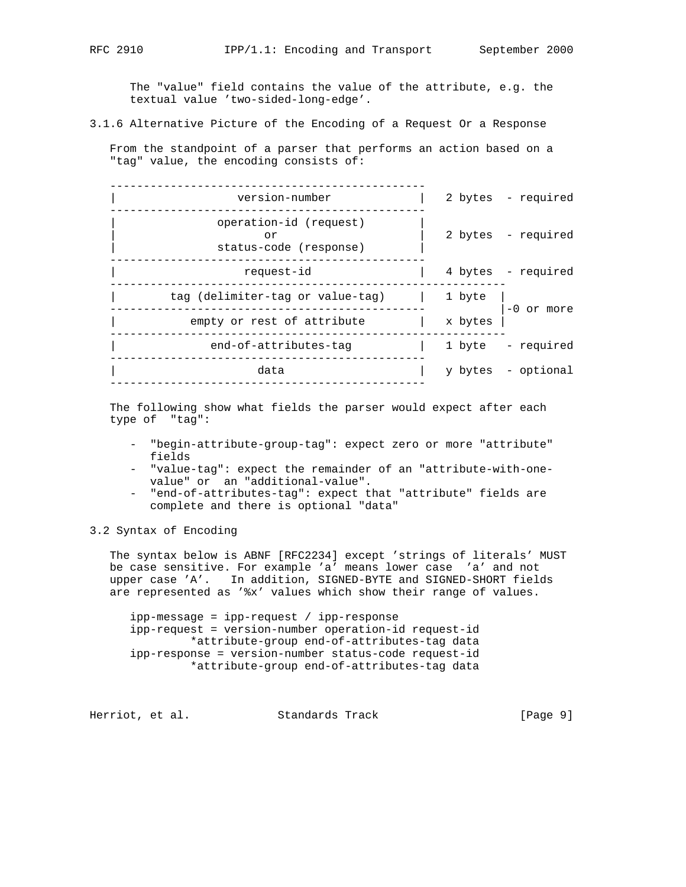The "value" field contains the value of the attribute, e.g. the textual value 'two-sided-long-edge'.

### 3.1.6 Alternative Picture of the Encoding of a Request Or a Response

From the standpoint of a parser that performs an action based on a "tag" value, the encoding consists of:

```
-----------------------------------------------
|             version-number                  |   2 bytes  - required
-----------------------------------------------
|           operation-id (request)            |
|                     or                      |   2 bytes  - required
|           status-code (response)            |
-----------------------------------------------
|               request-id                    |   4 bytes  - required
-----------------------------------------------------------
|      tag (delimiter-tag or value-tag)       |   1 byte  |
-----------------------------------------------           |-0 or more
|          empty or rest of attribute         |   x bytes |
-----------------------------------------------------------
|            end-of-attributes-tag            |   1 byte   - required
-----------------------------------------------
|                   data                      |   y bytes  - optional
-----------------------------------------------
```

The following show what fields the parser would expect after each type of "tag":

- "begin-attribute-group-tag": expect zero or more "attribute" fields
- "value-tag": expect the remainder of an "attribute-with-one-value" or an "additional-value".
- "end-of-attributes-tag": expect that "attribute" fields are complete and there is optional "data"

## 3.2 Syntax of Encoding

The syntax below is ABNF [RFC2234] except 'strings of literals' MUST be case sensitive. For example 'a' means lower case 'a' and not upper case 'A'. In addition, SIGNED-BYTE and SIGNED-SHORT fields are represented as '%x' values which show their range of values.

```
ipp-message = ipp-request / ipp-response
ipp-request = version-number operation-id request-id
        *attribute-group end-of-attributes-tag data
ipp-response = version-number status-code request-id
        *attribute-group end-of-attributes-tag data
```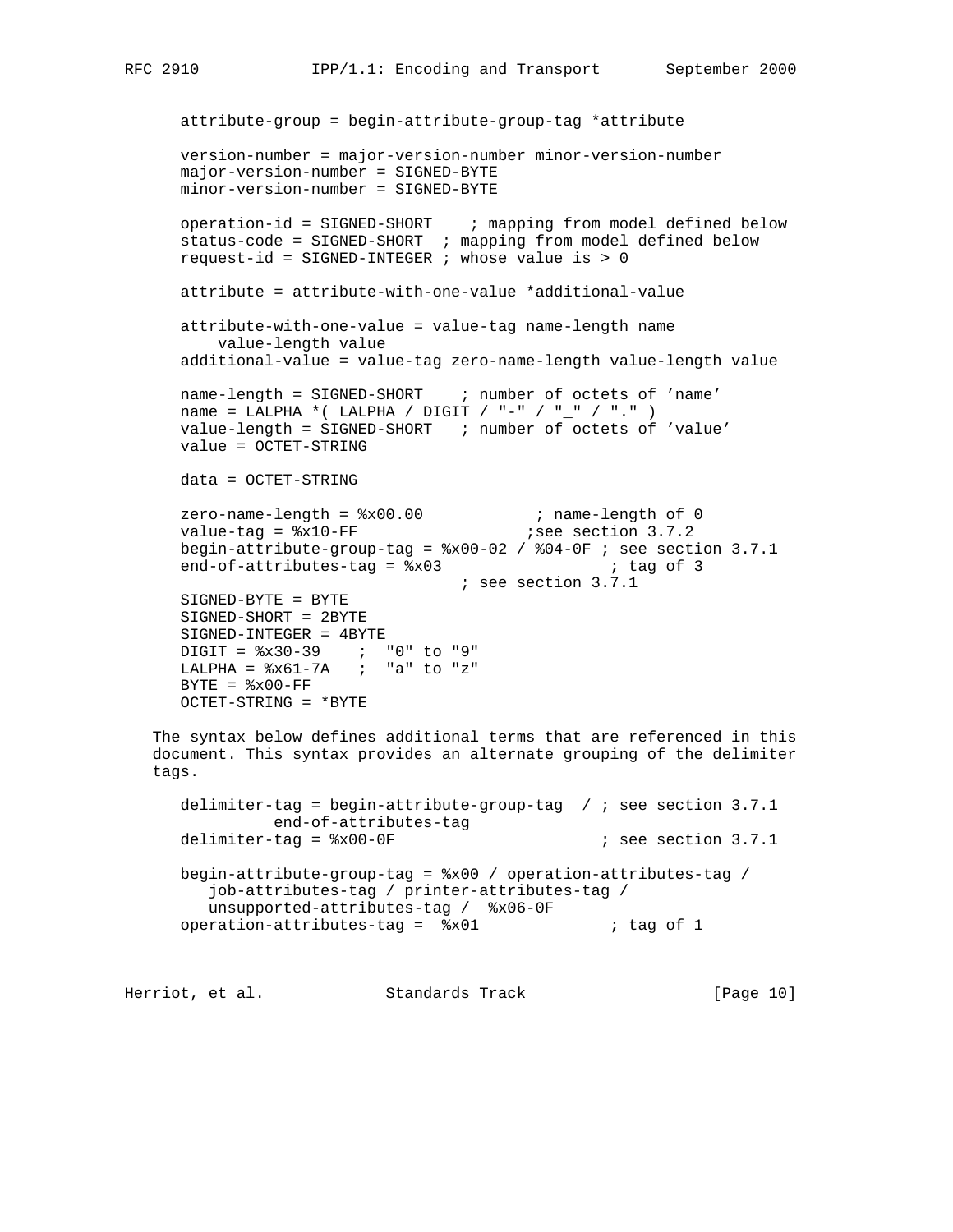```
   attribute-group = begin-attribute-group-tag *attribute

   version-number = major-version-number minor-version-number
   major-version-number = SIGNED-BYTE
   minor-version-number = SIGNED-BYTE

   operation-id = SIGNED-SHORT    ; mapping from model defined below
   status-code = SIGNED-SHORT  ; mapping from model defined below
   request-id = SIGNED-INTEGER ; whose value is > 0

   attribute = attribute-with-one-value *additional-value

   attribute-with-one-value = value-tag name-length name
       value-length value
   additional-value = value-tag zero-name-length value-length value

   name-length = SIGNED-SHORT    ; number of octets of 'name'
   name = LALPHA *( LALPHA / DIGIT / "-" / "_" / "." )
   value-length = SIGNED-SHORT   ; number of octets of 'value'
   value = OCTET-STRING

   data = OCTET-STRING

   zero-name-length = %x00.00            ; name-length of 0
   value-tag = %x10-FF                  ;see section 3.7.2
   begin-attribute-group-tag = %x00-02 / %04-0F ; see section 3.7.1
   end-of-attributes-tag = %x03                  ; tag of 3
                                ; see section 3.7.1
   SIGNED-BYTE = BYTE
   SIGNED-SHORT = 2BYTE
   SIGNED-INTEGER = 4BYTE
   DIGIT = %x30-39    ;  "0" to "9"
   LALPHA = %x61-7A   ;  "a" to "z"
   BYTE = %x00-FF
   OCTET-STRING = *BYTE
```

The syntax below defines additional terms that are referenced in this document. This syntax provides an alternate grouping of the delimiter tags.

```
   delimiter-tag = begin-attribute-group-tag  / ; see section 3.7.1
            end-of-attributes-tag
   delimiter-tag = %x00-0F                      ; see section 3.7.1

   begin-attribute-group-tag = %x00 / operation-attributes-tag /
      job-attributes-tag / printer-attributes-tag /
      unsupported-attributes-tag /  %x06-0F
   operation-attributes-tag =  %x01             ; tag of 1
```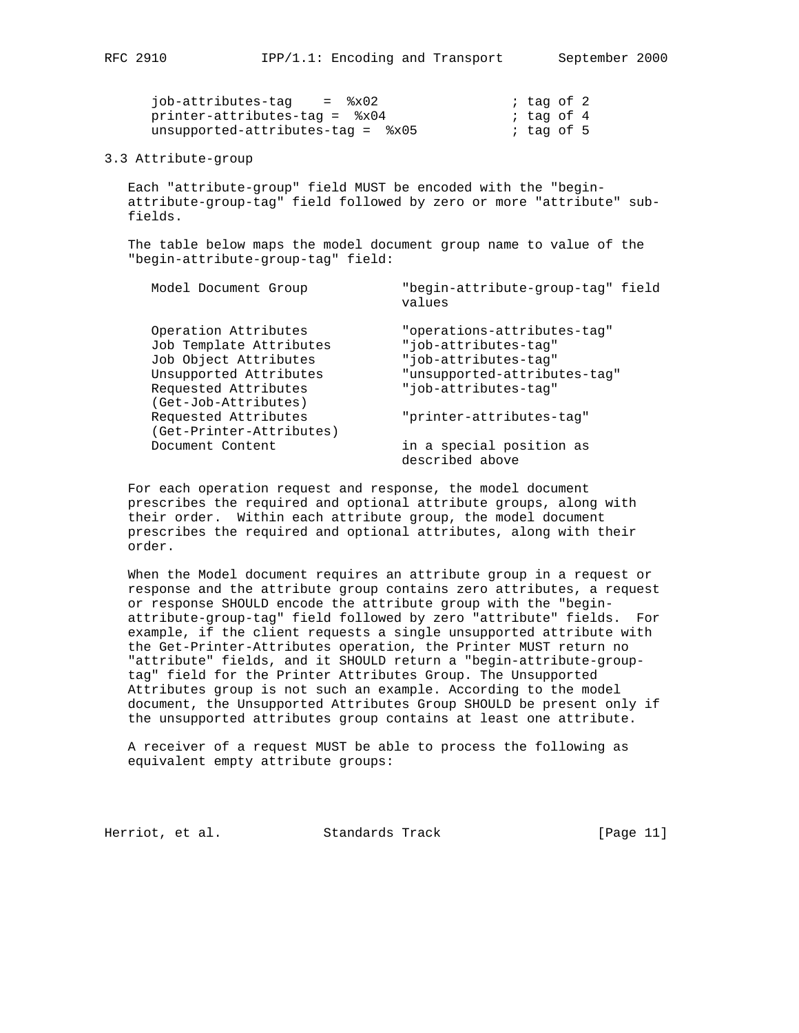```
job-attributes-tag    =  %x02                ; tag of 2
printer-attributes-tag =  %x04               ; tag of 4
unsupported-attributes-tag =  %x05           ; tag of 5
```

### 3.3 Attribute-group

Each "attribute-group" field MUST be encoded with the "begin-attribute-group-tag" field followed by zero or more "attribute" sub-fields.

The table below maps the model document group name to value of the "begin-attribute-group-tag" field:

| Model Document Group | "begin-attribute-group-tag" field values |
|---|---|
| Operation Attributes | "operations-attributes-tag" |
| Job Template Attributes | "job-attributes-tag" |
| Job Object Attributes | "job-attributes-tag" |
| Unsupported Attributes | "unsupported-attributes-tag" |
| Requested Attributes (Get-Job-Attributes) | "job-attributes-tag" |
| Requested Attributes (Get-Printer-Attributes) | "printer-attributes-tag" |
| Document Content | in a special position as described above |

For each operation request and response, the model document prescribes the required and optional attribute groups, along with their order. Within each attribute group, the model document prescribes the required and optional attributes, along with their order.

When the Model document requires an attribute group in a request or response and the attribute group contains zero attributes, a request or response SHOULD encode the attribute group with the "begin-attribute-group-tag" field followed by zero "attribute" fields. For example, if the client requests a single unsupported attribute with the Get-Printer-Attributes operation, the Printer MUST return no "attribute" fields, and it SHOULD return a "begin-attribute-group-tag" field for the Printer Attributes Group. The Unsupported Attributes group is not such an example. According to the model document, the Unsupported Attributes Group SHOULD be present only if the unsupported attributes group contains at least one attribute.

A receiver of a request MUST be able to process the following as equivalent empty attribute groups: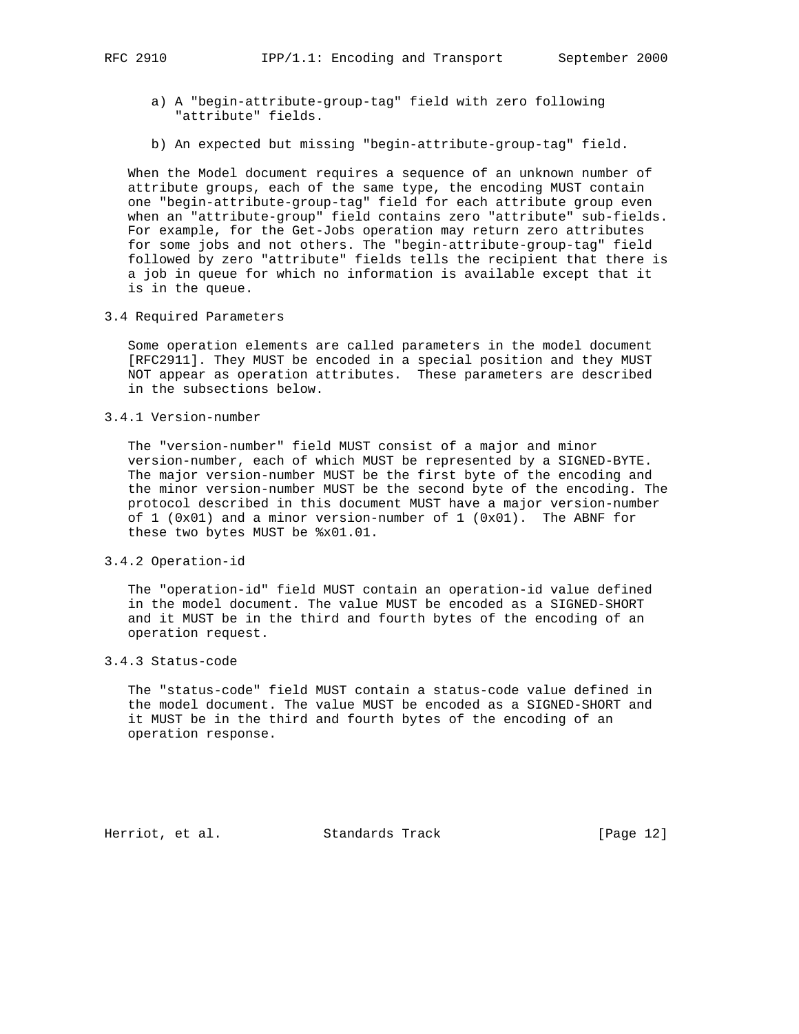a) A "begin-attribute-group-tag" field with zero following "attribute" fields.

b) An expected but missing "begin-attribute-group-tag" field.

When the Model document requires a sequence of an unknown number of attribute groups, each of the same type, the encoding MUST contain one "begin-attribute-group-tag" field for each attribute group even when an "attribute-group" field contains zero "attribute" sub-fields. For example, for the Get-Jobs operation may return zero attributes for some jobs and not others. The "begin-attribute-group-tag" field followed by zero "attribute" fields tells the recipient that there is a job in queue for which no information is available except that it is in the queue.

### 3.4 Required Parameters

Some operation elements are called parameters in the model document [RFC2911]. They MUST be encoded in a special position and they MUST NOT appear as operation attributes. These parameters are described in the subsections below.

#### 3.4.1 Version-number

The "version-number" field MUST consist of a major and minor version-number, each of which MUST be represented by a SIGNED-BYTE. The major version-number MUST be the first byte of the encoding and the minor version-number MUST be the second byte of the encoding. The protocol described in this document MUST have a major version-number of 1 (0x01) and a minor version-number of 1 (0x01). The ABNF for these two bytes MUST be %x01.01.

#### 3.4.2 Operation-id

The "operation-id" field MUST contain an operation-id value defined in the model document. The value MUST be encoded as a SIGNED-SHORT and it MUST be in the third and fourth bytes of the encoding of an operation request.

#### 3.4.3 Status-code

The "status-code" field MUST contain a status-code value defined in the model document. The value MUST be encoded as a SIGNED-SHORT and it MUST be in the third and fourth bytes of the encoding of an operation response.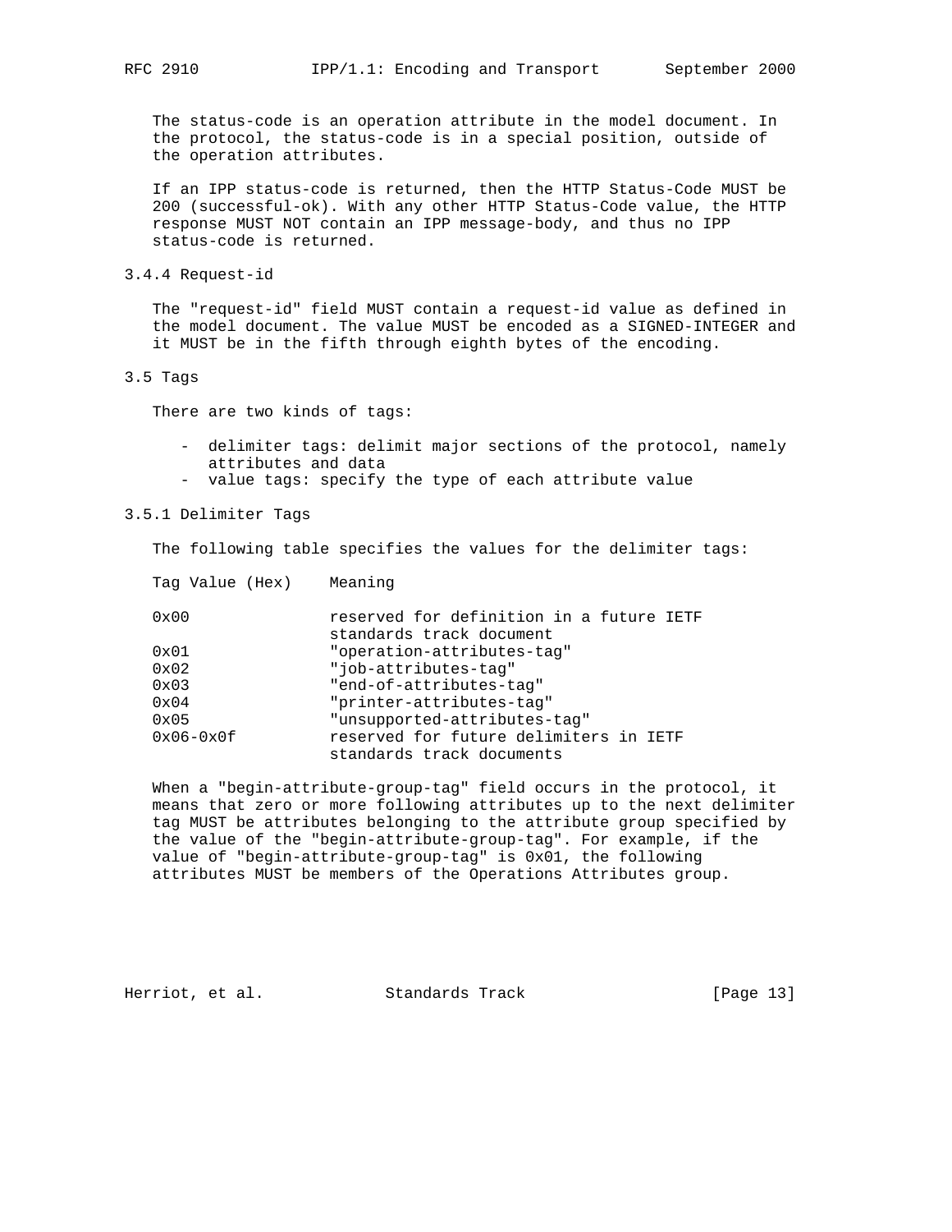The status-code is an operation attribute in the model document. In the protocol, the status-code is in a special position, outside of the operation attributes.

If an IPP status-code is returned, then the HTTP Status-Code MUST be 200 (successful-ok). With any other HTTP Status-Code value, the HTTP response MUST NOT contain an IPP message-body, and thus no IPP status-code is returned.

### 3.4.4 Request-id

The "request-id" field MUST contain a request-id value as defined in the model document. The value MUST be encoded as a SIGNED-INTEGER and it MUST be in the fifth through eighth bytes of the encoding.

## 3.5 Tags

There are two kinds of tags:

- delimiter tags: delimit major sections of the protocol, namely attributes and data
- value tags: specify the type of each attribute value

### 3.5.1 Delimiter Tags

The following table specifies the values for the delimiter tags:

| Tag Value (Hex) | Meaning |
|---|---|
| 0x00 | reserved for definition in a future IETF standards track document |
| 0x01 | "operation-attributes-tag" |
| 0x02 | "job-attributes-tag" |
| 0x03 | "end-of-attributes-tag" |
| 0x04 | "printer-attributes-tag" |
| 0x05 | "unsupported-attributes-tag" |
| 0x06-0x0f | reserved for future delimiters in IETF standards track documents |

When a "begin-attribute-group-tag" field occurs in the protocol, it means that zero or more following attributes up to the next delimiter tag MUST be attributes belonging to the attribute group specified by the value of the "begin-attribute-group-tag". For example, if the value of "begin-attribute-group-tag" is 0x01, the following attributes MUST be members of the Operations Attributes group.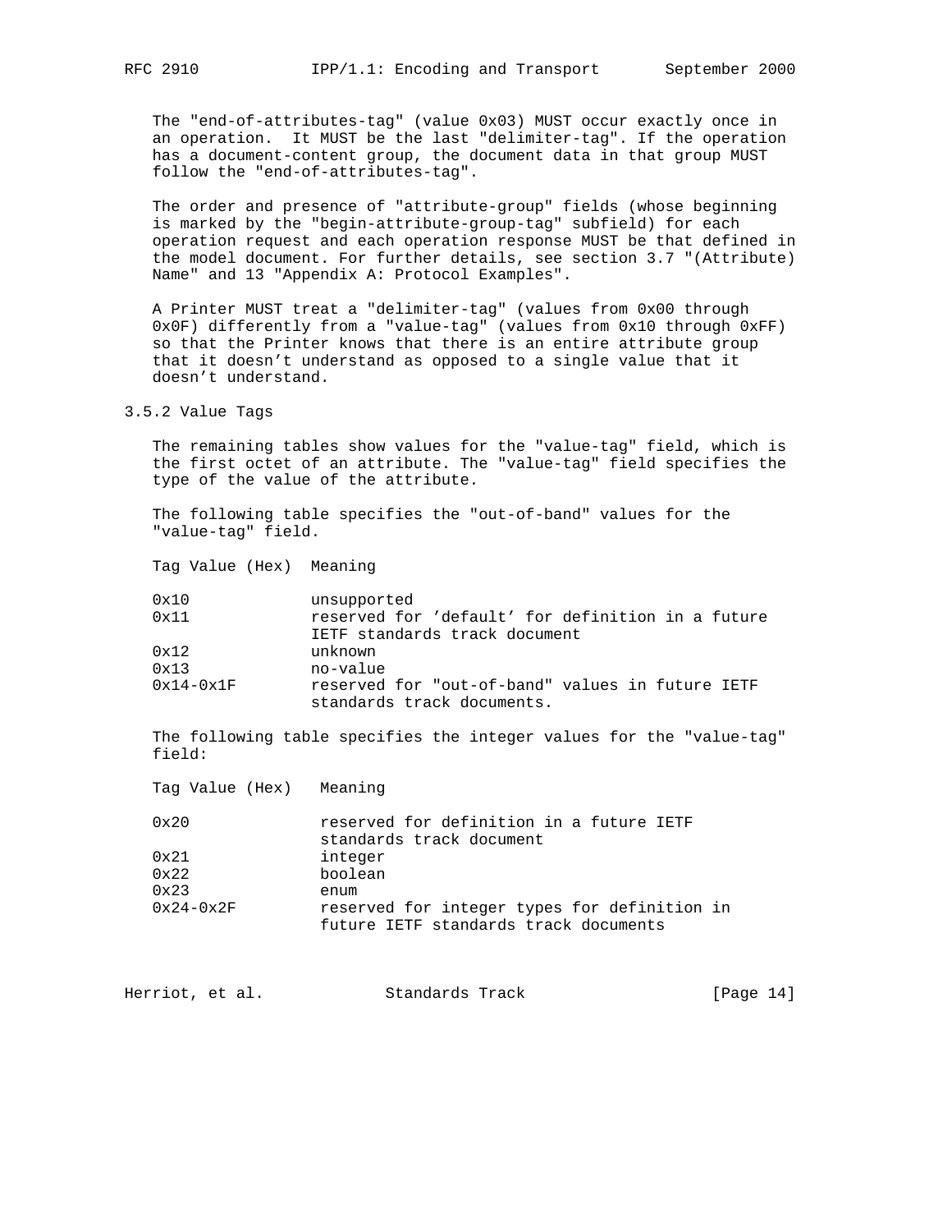The "end-of-attributes-tag" (value 0x03) MUST occur exactly once in an operation. It MUST be the last "delimiter-tag". If the operation has a document-content group, the document data in that group MUST follow the "end-of-attributes-tag".

The order and presence of "attribute-group" fields (whose beginning is marked by the "begin-attribute-group-tag" subfield) for each operation request and each operation response MUST be that defined in the model document. For further details, see section 3.7 "(Attribute) Name" and 13 "Appendix A: Protocol Examples".

A Printer MUST treat a "delimiter-tag" (values from 0x00 through 0x0F) differently from a "value-tag" (values from 0x10 through 0xFF) so that the Printer knows that there is an entire attribute group that it doesn't understand as opposed to a single value that it doesn't understand.

### 3.5.2 Value Tags

The remaining tables show values for the "value-tag" field, which is the first octet of an attribute. The "value-tag" field specifies the type of the value of the attribute.

The following table specifies the "out-of-band" values for the "value-tag" field.

| Tag Value (Hex) | Meaning |
|---|---|
| 0x10 | unsupported |
| 0x11 | reserved for 'default' for definition in a future IETF standards track document |
| 0x12 | unknown |
| 0x13 | no-value |
| 0x14-0x1F | reserved for "out-of-band" values in future IETF standards track documents. |

The following table specifies the integer values for the "value-tag" field:

| Tag Value (Hex) | Meaning |
|---|---|
| 0x20 | reserved for definition in a future IETF standards track document |
| 0x21 | integer |
| 0x22 | boolean |
| 0x23 | enum |
| 0x24-0x2F | reserved for integer types for definition in future IETF standards track documents |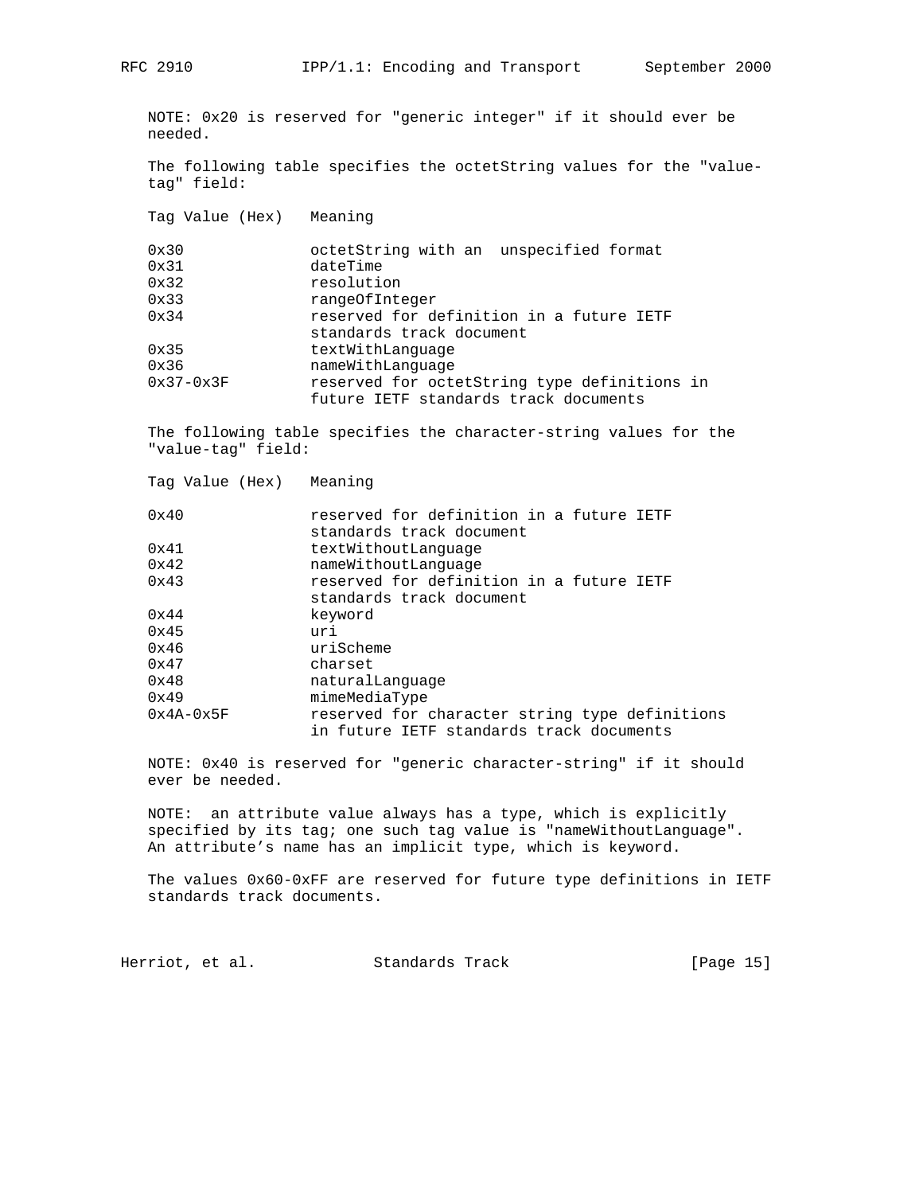NOTE: 0x20 is reserved for "generic integer" if it should ever be needed.

The following table specifies the octetString values for the "value-tag" field:

| Tag Value (Hex) | Meaning |
| --- | --- |
| 0x30 | octetString with an unspecified format |
| 0x31 | dateTime |
| 0x32 | resolution |
| 0x33 | rangeOfInteger |
| 0x34 | reserved for definition in a future IETF standards track document |
| 0x35 | textWithLanguage |
| 0x36 | nameWithLanguage |
| 0x37-0x3F | reserved for octetString type definitions in future IETF standards track documents |

The following table specifies the character-string values for the "value-tag" field:

| Tag Value (Hex) | Meaning |
| --- | --- |
| 0x40 | reserved for definition in a future IETF standards track document |
| 0x41 | textWithoutLanguage |
| 0x42 | nameWithoutLanguage |
| 0x43 | reserved for definition in a future IETF standards track document |
| 0x44 | keyword |
| 0x45 | uri |
| 0x46 | uriScheme |
| 0x47 | charset |
| 0x48 | naturalLanguage |
| 0x49 | mimeMediaType |
| 0x4A-0x5F | reserved for character string type definitions in future IETF standards track documents |

NOTE: 0x40 is reserved for "generic character-string" if it should ever be needed.

NOTE: an attribute value always has a type, which is explicitly specified by its tag; one such tag value is "nameWithoutLanguage". An attribute's name has an implicit type, which is keyword.

The values 0x60-0xFF are reserved for future type definitions in IETF standards track documents.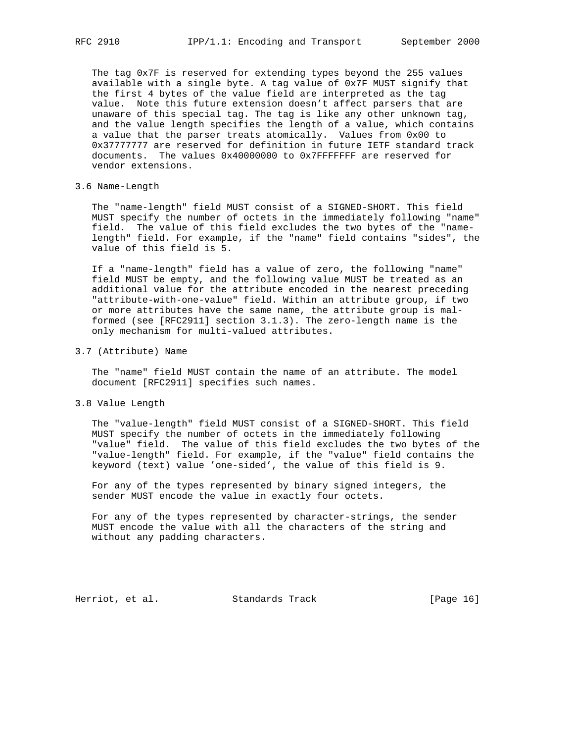The tag 0x7F is reserved for extending types beyond the 255 values available with a single byte. A tag value of 0x7F MUST signify that the first 4 bytes of the value field are interpreted as the tag value. Note this future extension doesn't affect parsers that are unaware of this special tag. The tag is like any other unknown tag, and the value length specifies the length of a value, which contains a value that the parser treats atomically. Values from 0x00 to 0x37777777 are reserved for definition in future IETF standard track documents. The values 0x40000000 to 0x7FFFFFFF are reserved for vendor extensions.

## 3.6 Name-Length

The "name-length" field MUST consist of a SIGNED-SHORT. This field MUST specify the number of octets in the immediately following "name" field. The value of this field excludes the two bytes of the "name-length" field. For example, if the "name" field contains "sides", the value of this field is 5.

If a "name-length" field has a value of zero, the following "name" field MUST be empty, and the following value MUST be treated as an additional value for the attribute encoded in the nearest preceding "attribute-with-one-value" field. Within an attribute group, if two or more attributes have the same name, the attribute group is mal-formed (see [RFC2911] section 3.1.3). The zero-length name is the only mechanism for multi-valued attributes.

## 3.7 (Attribute) Name

The "name" field MUST contain the name of an attribute. The model document [RFC2911] specifies such names.

## 3.8 Value Length

The "value-length" field MUST consist of a SIGNED-SHORT. This field MUST specify the number of octets in the immediately following "value" field. The value of this field excludes the two bytes of the "value-length" field. For example, if the "value" field contains the keyword (text) value 'one-sided', the value of this field is 9.

For any of the types represented by binary signed integers, the sender MUST encode the value in exactly four octets.

For any of the types represented by character-strings, the sender MUST encode the value with all the characters of the string and without any padding characters.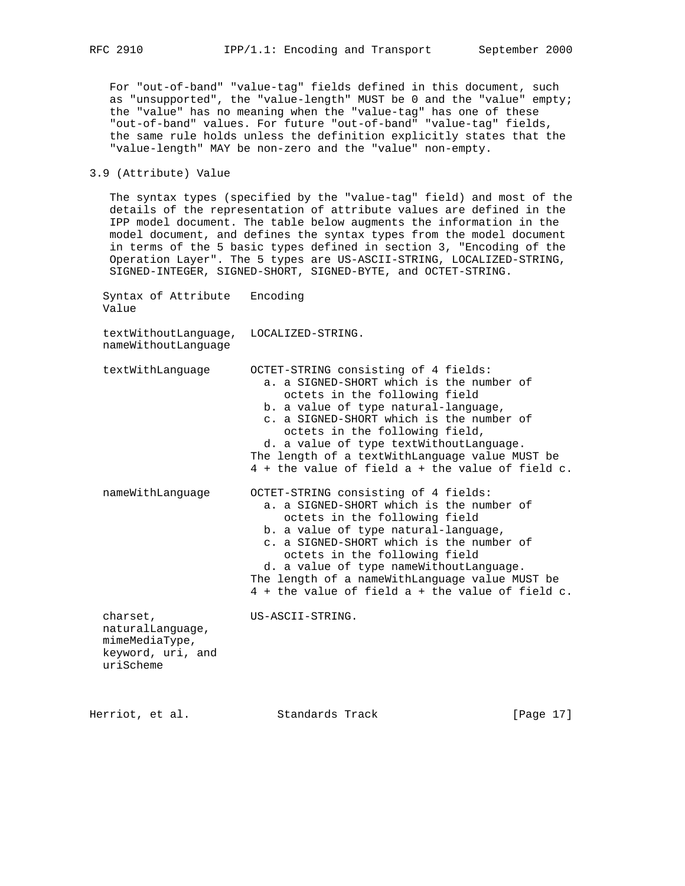For "out-of-band" "value-tag" fields defined in this document, such as "unsupported", the "value-length" MUST be 0 and the "value" empty; the "value" has no meaning when the "value-tag" has one of these "out-of-band" values. For future "out-of-band" "value-tag" fields, the same rule holds unless the definition explicitly states that the "value-length" MAY be non-zero and the "value" non-empty.

### 3.9 (Attribute) Value

The syntax types (specified by the "value-tag" field) and most of the details of the representation of attribute values are defined in the IPP model document. The table below augments the information in the model document, and defines the syntax types from the model document in terms of the 5 basic types defined in section 3, "Encoding of the Operation Layer". The 5 types are US-ASCII-STRING, LOCALIZED-STRING, SIGNED-INTEGER, SIGNED-SHORT, SIGNED-BYTE, and OCTET-STRING.

| Syntax of Attribute Value | Encoding |
|---|---|
| textWithoutLanguage, nameWithoutLanguage | LOCALIZED-STRING. |
| textWithLanguage | OCTET-STRING consisting of 4 fields:<br>a. a SIGNED-SHORT which is the number of octets in the following field<br>b. a value of type natural-language,<br>c. a SIGNED-SHORT which is the number of octets in the following field,<br>d. a value of type textWithoutLanguage.<br>The length of a textWithLanguage value MUST be 4 + the value of field a + the value of field c. |
| nameWithLanguage | OCTET-STRING consisting of 4 fields:<br>a. a SIGNED-SHORT which is the number of octets in the following field<br>b. a value of type natural-language,<br>c. a SIGNED-SHORT which is the number of octets in the following field<br>d. a value of type nameWithoutLanguage.<br>The length of a nameWithLanguage value MUST be 4 + the value of field a + the value of field c. |
| charset, naturalLanguage, mimeMediaType, keyword, uri, and uriScheme | US-ASCII-STRING. |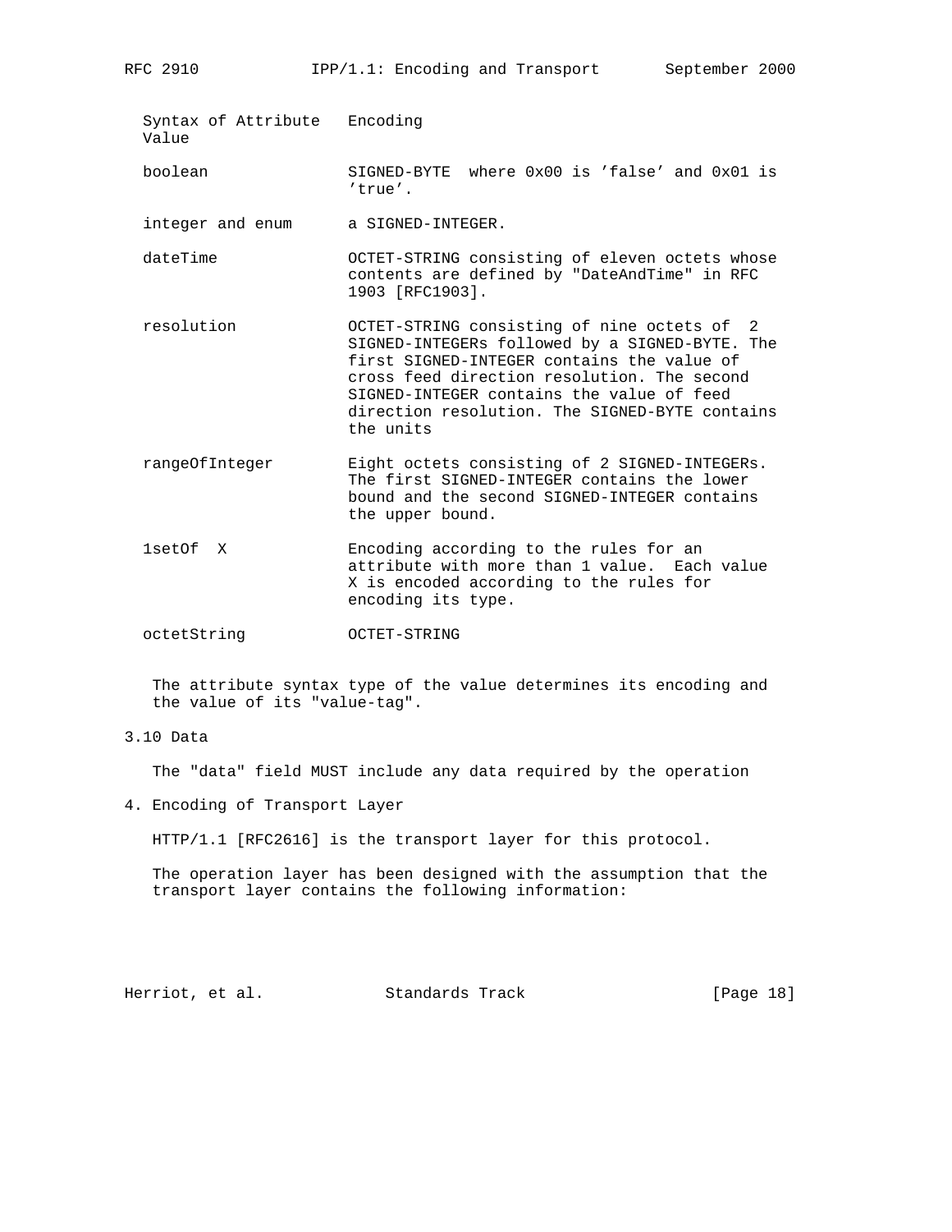| Syntax of Attribute Value | Encoding |
| --- | --- |
| boolean | SIGNED-BYTE where 0x00 is 'false' and 0x01 is 'true'. |
| integer and enum | a SIGNED-INTEGER. |
| dateTime | OCTET-STRING consisting of eleven octets whose contents are defined by "DateAndTime" in RFC 1903 [RFC1903]. |
| resolution | OCTET-STRING consisting of nine octets of 2 SIGNED-INTEGERs followed by a SIGNED-BYTE. The first SIGNED-INTEGER contains the value of cross feed direction resolution. The second SIGNED-INTEGER contains the value of feed direction resolution. The SIGNED-BYTE contains the units |
| rangeOfInteger | Eight octets consisting of 2 SIGNED-INTEGERs. The first SIGNED-INTEGER contains the lower bound and the second SIGNED-INTEGER contains the upper bound. |
| 1setOf X | Encoding according to the rules for an attribute with more than 1 value. Each value X is encoded according to the rules for encoding its type. |
| octetString | OCTET-STRING |

The attribute syntax type of the value determines its encoding and the value of its "value-tag".

### 3.10 Data

The "data" field MUST include any data required by the operation

## 4. Encoding of Transport Layer

HTTP/1.1 [RFC2616] is the transport layer for this protocol.

The operation layer has been designed with the assumption that the transport layer contains the following information: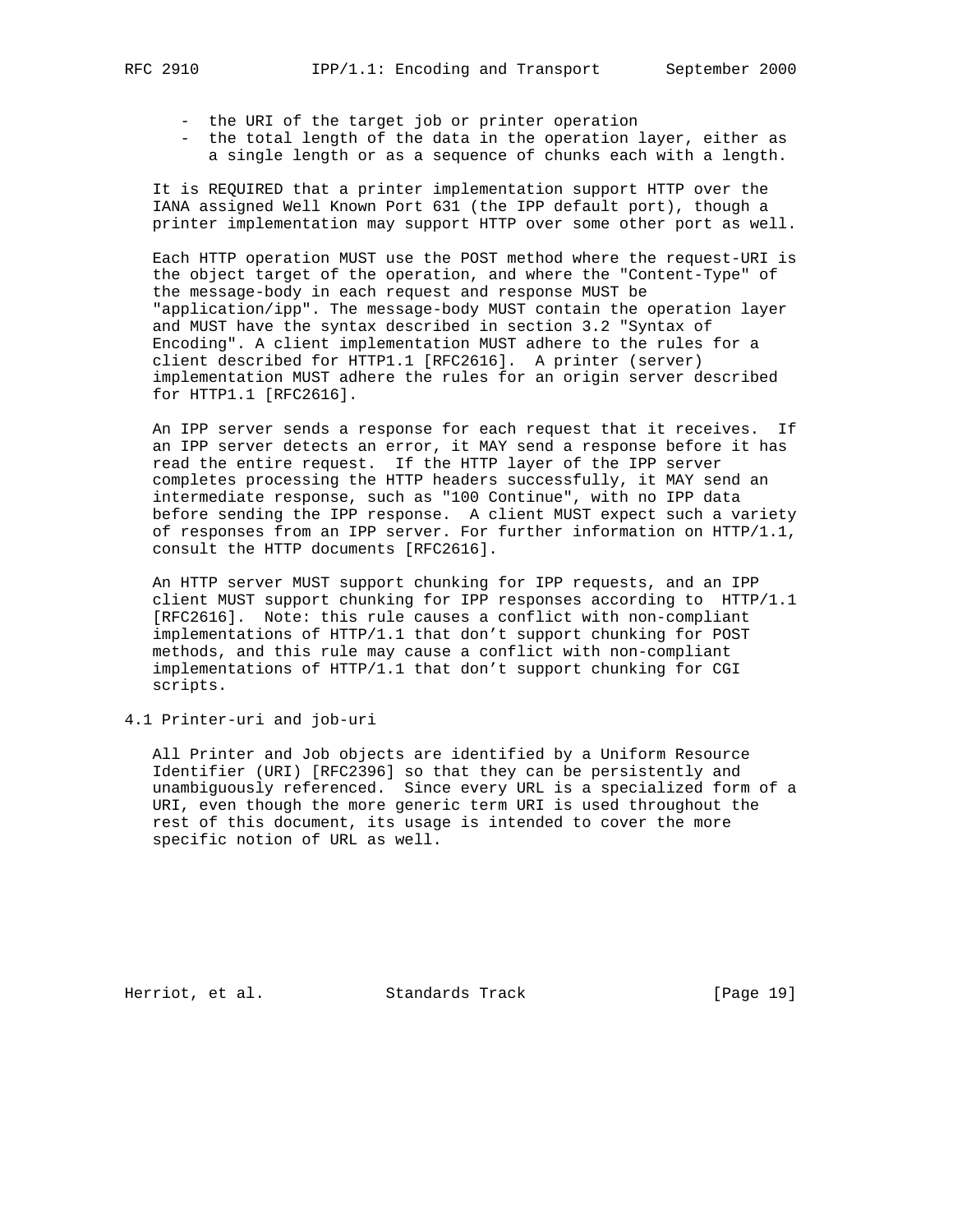- the URI of the target job or printer operation
- the total length of the data in the operation layer, either as a single length or as a sequence of chunks each with a length.

It is REQUIRED that a printer implementation support HTTP over the IANA assigned Well Known Port 631 (the IPP default port), though a printer implementation may support HTTP over some other port as well.

Each HTTP operation MUST use the POST method where the request-URI is the object target of the operation, and where the "Content-Type" of the message-body in each request and response MUST be "application/ipp". The message-body MUST contain the operation layer and MUST have the syntax described in section 3.2 "Syntax of Encoding". A client implementation MUST adhere to the rules for a client described for HTTP1.1 [RFC2616]. A printer (server) implementation MUST adhere the rules for an origin server described for HTTP1.1 [RFC2616].

An IPP server sends a response for each request that it receives. If an IPP server detects an error, it MAY send a response before it has read the entire request. If the HTTP layer of the IPP server completes processing the HTTP headers successfully, it MAY send an intermediate response, such as "100 Continue", with no IPP data before sending the IPP response. A client MUST expect such a variety of responses from an IPP server. For further information on HTTP/1.1, consult the HTTP documents [RFC2616].

An HTTP server MUST support chunking for IPP requests, and an IPP client MUST support chunking for IPP responses according to HTTP/1.1 [RFC2616]. Note: this rule causes a conflict with non-compliant implementations of HTTP/1.1 that don't support chunking for POST methods, and this rule may cause a conflict with non-compliant implementations of HTTP/1.1 that don't support chunking for CGI scripts.

## 4.1 Printer-uri and job-uri

All Printer and Job objects are identified by a Uniform Resource Identifier (URI) [RFC2396] so that they can be persistently and unambiguously referenced. Since every URL is a specialized form of a URI, even though the more generic term URI is used throughout the rest of this document, its usage is intended to cover the more specific notion of URL as well.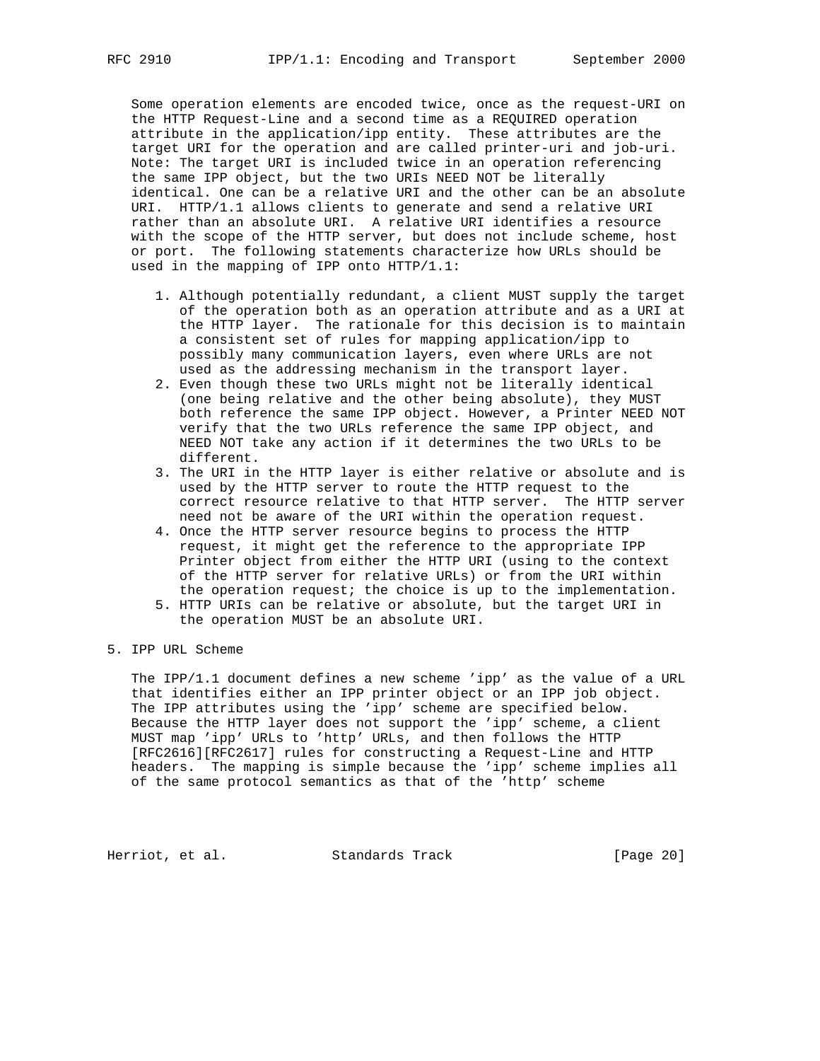Some operation elements are encoded twice, once as the request-URI on the HTTP Request-Line and a second time as a REQUIRED operation attribute in the application/ipp entity. These attributes are the target URI for the operation and are called printer-uri and job-uri. Note: The target URI is included twice in an operation referencing the same IPP object, but the two URIs NEED NOT be literally identical. One can be a relative URI and the other can be an absolute URI. HTTP/1.1 allows clients to generate and send a relative URI rather than an absolute URI. A relative URI identifies a resource with the scope of the HTTP server, but does not include scheme, host or port. The following statements characterize how URLs should be used in the mapping of IPP onto HTTP/1.1:

1. Although potentially redundant, a client MUST supply the target of the operation both as an operation attribute and as a URI at the HTTP layer. The rationale for this decision is to maintain a consistent set of rules for mapping application/ipp to possibly many communication layers, even where URLs are not used as the addressing mechanism in the transport layer.
2. Even though these two URLs might not be literally identical (one being relative and the other being absolute), they MUST both reference the same IPP object. However, a Printer NEED NOT verify that the two URLs reference the same IPP object, and NEED NOT take any action if it determines the two URLs to be different.
3. The URI in the HTTP layer is either relative or absolute and is used by the HTTP server to route the HTTP request to the correct resource relative to that HTTP server. The HTTP server need not be aware of the URI within the operation request.
4. Once the HTTP server resource begins to process the HTTP request, it might get the reference to the appropriate IPP Printer object from either the HTTP URI (using to the context of the HTTP server for relative URLs) or from the URI within the operation request; the choice is up to the implementation.
5. HTTP URIs can be relative or absolute, but the target URI in the operation MUST be an absolute URI.

## 5. IPP URL Scheme

The IPP/1.1 document defines a new scheme 'ipp' as the value of a URL that identifies either an IPP printer object or an IPP job object. The IPP attributes using the 'ipp' scheme are specified below. Because the HTTP layer does not support the 'ipp' scheme, a client MUST map 'ipp' URLs to 'http' URLs, and then follows the HTTP [RFC2616][RFC2617] rules for constructing a Request-Line and HTTP headers. The mapping is simple because the 'ipp' scheme implies all of the same protocol semantics as that of the 'http' scheme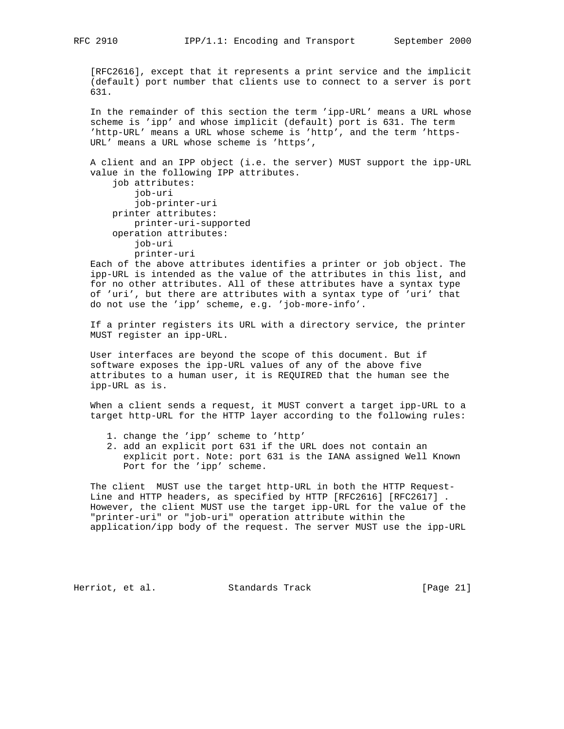[RFC2616], except that it represents a print service and the implicit (default) port number that clients use to connect to a server is port 631.

In the remainder of this section the term 'ipp-URL' means a URL whose scheme is 'ipp' and whose implicit (default) port is 631. The term 'http-URL' means a URL whose scheme is 'http', and the term 'https-URL' means a URL whose scheme is 'https',

A client and an IPP object (i.e. the server) MUST support the ipp-URL value in the following IPP attributes.

- job attributes:
  - job-uri
  - job-printer-uri
- printer attributes:
  - printer-uri-supported
- operation attributes:
  - job-uri
  - printer-uri

Each of the above attributes identifies a printer or job object. The ipp-URL is intended as the value of the attributes in this list, and for no other attributes. All of these attributes have a syntax type of 'uri', but there are attributes with a syntax type of 'uri' that do not use the 'ipp' scheme, e.g. 'job-more-info'.

If a printer registers its URL with a directory service, the printer MUST register an ipp-URL.

User interfaces are beyond the scope of this document. But if software exposes the ipp-URL values of any of the above five attributes to a human user, it is REQUIRED that the human see the ipp-URL as is.

When a client sends a request, it MUST convert a target ipp-URL to a target http-URL for the HTTP layer according to the following rules:

1. change the 'ipp' scheme to 'http'
2. add an explicit port 631 if the URL does not contain an explicit port. Note: port 631 is the IANA assigned Well Known Port for the 'ipp' scheme.

The client MUST use the target http-URL in both the HTTP Request-Line and HTTP headers, as specified by HTTP [RFC2616] [RFC2617] . However, the client MUST use the target ipp-URL for the value of the "printer-uri" or "job-uri" operation attribute within the application/ipp body of the request. The server MUST use the ipp-URL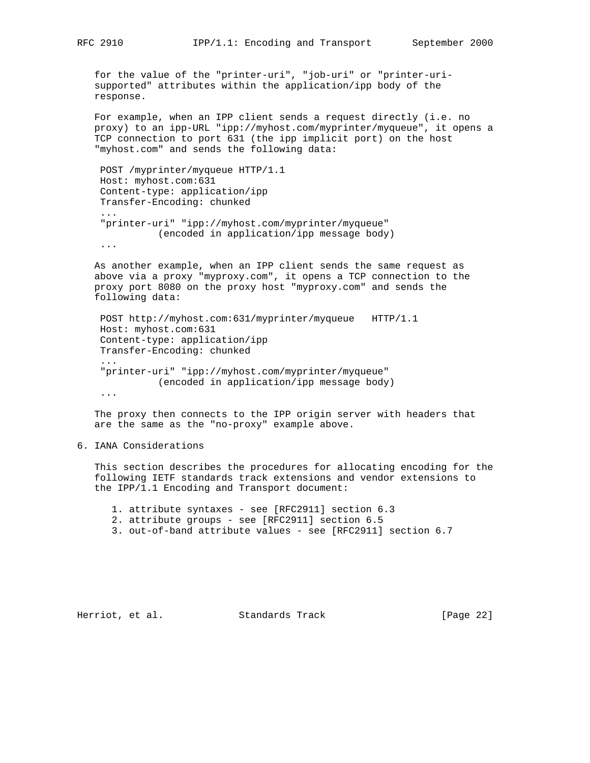for the value of the "printer-uri", "job-uri" or "printer-uri-supported" attributes within the application/ipp body of the response.

For example, when an IPP client sends a request directly (i.e. no proxy) to an ipp-URL "ipp://myhost.com/myprinter/myqueue", it opens a TCP connection to port 631 (the ipp implicit port) on the host "myhost.com" and sends the following data:

```
POST /myprinter/myqueue HTTP/1.1
Host: myhost.com:631
Content-type: application/ipp
Transfer-Encoding: chunked
...
"printer-uri" "ipp://myhost.com/myprinter/myqueue"
          (encoded in application/ipp message body)
...
```

As another example, when an IPP client sends the same request as above via a proxy "myproxy.com", it opens a TCP connection to the proxy port 8080 on the proxy host "myproxy.com" and sends the following data:

```
POST http://myhost.com:631/myprinter/myqueue   HTTP/1.1
Host: myhost.com:631
Content-type: application/ipp
Transfer-Encoding: chunked
...
"printer-uri" "ipp://myhost.com/myprinter/myqueue"
          (encoded in application/ipp message body)
...
```

The proxy then connects to the IPP origin server with headers that are the same as the "no-proxy" example above.

## 6. IANA Considerations

This section describes the procedures for allocating encoding for the following IETF standards track extensions and vendor extensions to the IPP/1.1 Encoding and Transport document:

1. attribute syntaxes - see [RFC2911] section 6.3
2. attribute groups - see [RFC2911] section 6.5
3. out-of-band attribute values - see [RFC2911] section 6.7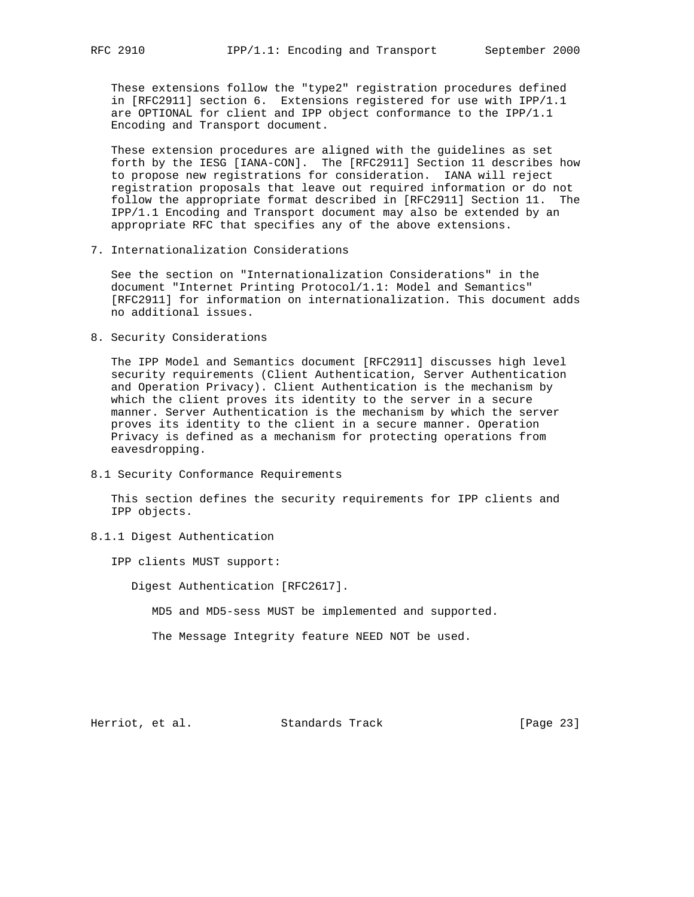These extensions follow the "type2" registration procedures defined in [RFC2911] section 6. Extensions registered for use with IPP/1.1 are OPTIONAL for client and IPP object conformance to the IPP/1.1 Encoding and Transport document.

These extension procedures are aligned with the guidelines as set forth by the IESG [IANA-CON]. The [RFC2911] Section 11 describes how to propose new registrations for consideration. IANA will reject registration proposals that leave out required information or do not follow the appropriate format described in [RFC2911] Section 11. The IPP/1.1 Encoding and Transport document may also be extended by an appropriate RFC that specifies any of the above extensions.

## 7. Internationalization Considerations

See the section on "Internationalization Considerations" in the document "Internet Printing Protocol/1.1: Model and Semantics" [RFC2911] for information on internationalization. This document adds no additional issues.

## 8. Security Considerations

The IPP Model and Semantics document [RFC2911] discusses high level security requirements (Client Authentication, Server Authentication and Operation Privacy). Client Authentication is the mechanism by which the client proves its identity to the server in a secure manner. Server Authentication is the mechanism by which the server proves its identity to the client in a secure manner. Operation Privacy is defined as a mechanism for protecting operations from eavesdropping.

### 8.1 Security Conformance Requirements

This section defines the security requirements for IPP clients and IPP objects.

#### 8.1.1 Digest Authentication

IPP clients MUST support:

Digest Authentication [RFC2617].

MD5 and MD5-sess MUST be implemented and supported.

The Message Integrity feature NEED NOT be used.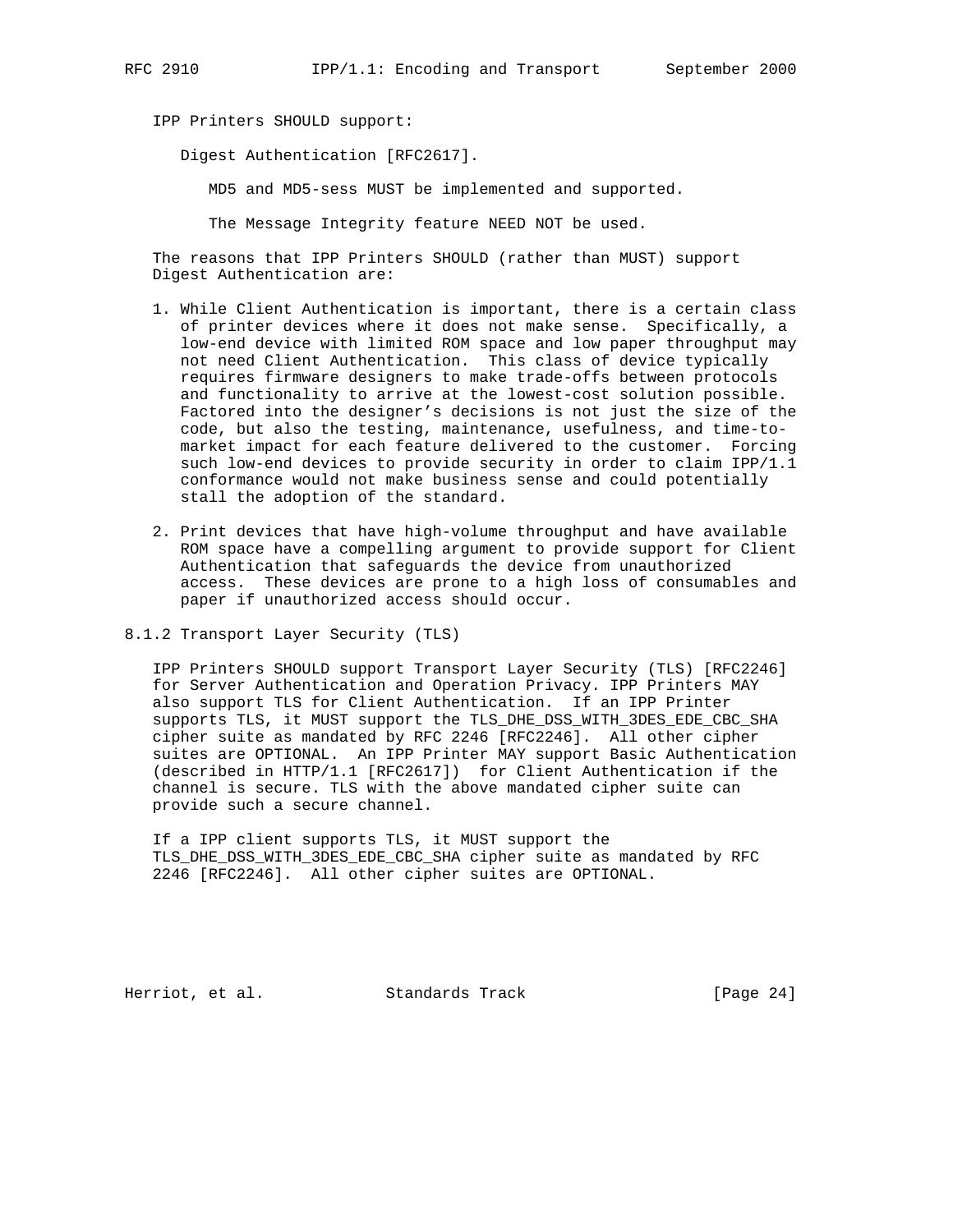IPP Printers SHOULD support:

Digest Authentication [RFC2617].

MD5 and MD5-sess MUST be implemented and supported.

The Message Integrity feature NEED NOT be used.

The reasons that IPP Printers SHOULD (rather than MUST) support Digest Authentication are:

1. While Client Authentication is important, there is a certain class of printer devices where it does not make sense. Specifically, a low-end device with limited ROM space and low paper throughput may not need Client Authentication. This class of device typically requires firmware designers to make trade-offs between protocols and functionality to arrive at the lowest-cost solution possible. Factored into the designer's decisions is not just the size of the code, but also the testing, maintenance, usefulness, and time-to-market impact for each feature delivered to the customer. Forcing such low-end devices to provide security in order to claim IPP/1.1 conformance would not make business sense and could potentially stall the adoption of the standard.

2. Print devices that have high-volume throughput and have available ROM space have a compelling argument to provide support for Client Authentication that safeguards the device from unauthorized access. These devices are prone to a high loss of consumables and paper if unauthorized access should occur.

### 8.1.2 Transport Layer Security (TLS)

IPP Printers SHOULD support Transport Layer Security (TLS) [RFC2246] for Server Authentication and Operation Privacy. IPP Printers MAY also support TLS for Client Authentication. If an IPP Printer supports TLS, it MUST support the TLS_DHE_DSS_WITH_3DES_EDE_CBC_SHA cipher suite as mandated by RFC 2246 [RFC2246]. All other cipher suites are OPTIONAL. An IPP Printer MAY support Basic Authentication (described in HTTP/1.1 [RFC2617]) for Client Authentication if the channel is secure. TLS with the above mandated cipher suite can provide such a secure channel.

If a IPP client supports TLS, it MUST support the TLS_DHE_DSS_WITH_3DES_EDE_CBC_SHA cipher suite as mandated by RFC 2246 [RFC2246]. All other cipher suites are OPTIONAL.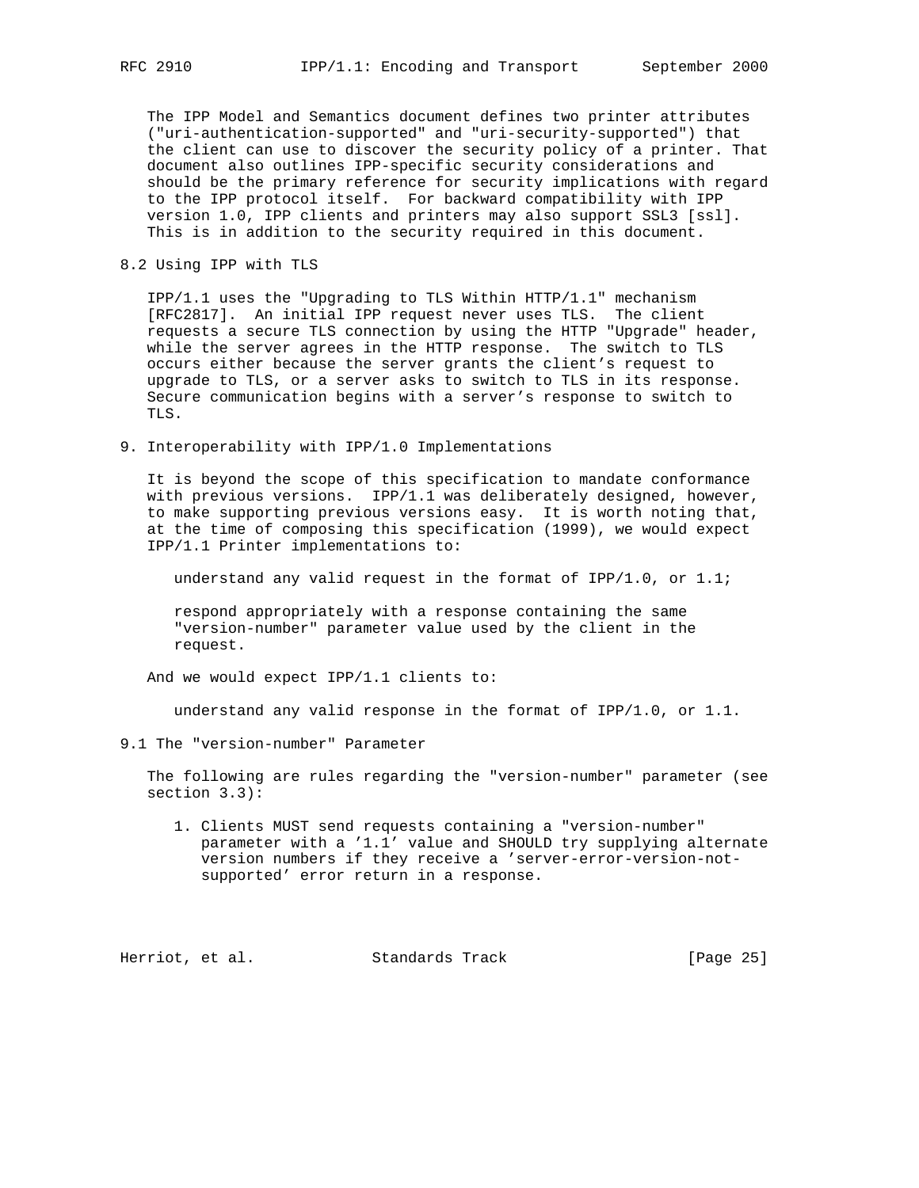The IPP Model and Semantics document defines two printer attributes ("uri-authentication-supported" and "uri-security-supported") that the client can use to discover the security policy of a printer. That document also outlines IPP-specific security considerations and should be the primary reference for security implications with regard to the IPP protocol itself. For backward compatibility with IPP version 1.0, IPP clients and printers may also support SSL3 [ssl]. This is in addition to the security required in this document.

## 8.2 Using IPP with TLS

IPP/1.1 uses the "Upgrading to TLS Within HTTP/1.1" mechanism [RFC2817]. An initial IPP request never uses TLS. The client requests a secure TLS connection by using the HTTP "Upgrade" header, while the server agrees in the HTTP response. The switch to TLS occurs either because the server grants the client's request to upgrade to TLS, or a server asks to switch to TLS in its response. Secure communication begins with a server's response to switch to TLS.

# 9. Interoperability with IPP/1.0 Implementations

It is beyond the scope of this specification to mandate conformance with previous versions. IPP/1.1 was deliberately designed, however, to make supporting previous versions easy. It is worth noting that, at the time of composing this specification (1999), we would expect IPP/1.1 Printer implementations to:

understand any valid request in the format of IPP/1.0, or 1.1;

respond appropriately with a response containing the same "version-number" parameter value used by the client in the request.

And we would expect IPP/1.1 clients to:

understand any valid response in the format of IPP/1.0, or 1.1.

## 9.1 The "version-number" Parameter

The following are rules regarding the "version-number" parameter (see section 3.3):

1. Clients MUST send requests containing a "version-number" parameter with a '1.1' value and SHOULD try supplying alternate version numbers if they receive a 'server-error-version-not-supported' error return in a response.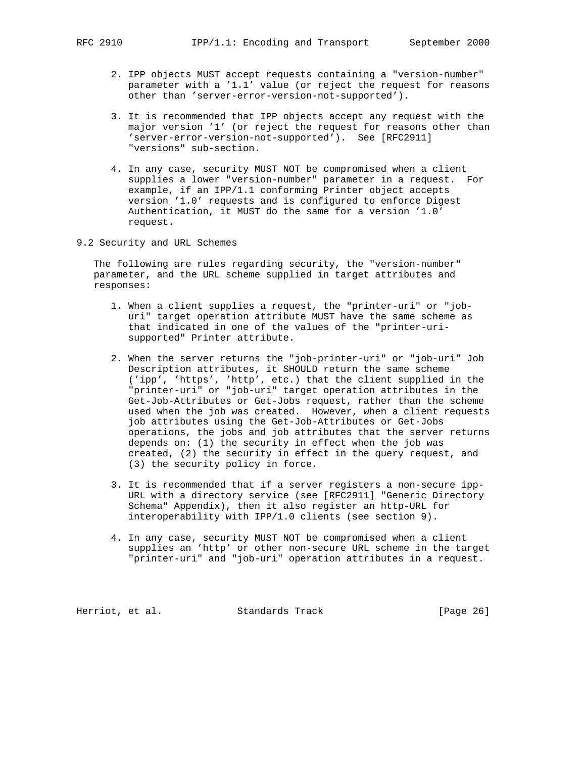2. IPP objects MUST accept requests containing a "version-number" parameter with a '1.1' value (or reject the request for reasons other than 'server-error-version-not-supported').

3. It is recommended that IPP objects accept any request with the major version '1' (or reject the request for reasons other than 'server-error-version-not-supported'). See [RFC2911] "versions" sub-section.

4. In any case, security MUST NOT be compromised when a client supplies a lower "version-number" parameter in a request. For example, if an IPP/1.1 conforming Printer object accepts version '1.0' requests and is configured to enforce Digest Authentication, it MUST do the same for a version '1.0' request.

## 9.2 Security and URL Schemes

The following are rules regarding security, the "version-number" parameter, and the URL scheme supplied in target attributes and responses:

1. When a client supplies a request, the "printer-uri" or "job-uri" target operation attribute MUST have the same scheme as that indicated in one of the values of the "printer-uri-supported" Printer attribute.

2. When the server returns the "job-printer-uri" or "job-uri" Job Description attributes, it SHOULD return the same scheme ('ipp', 'https', 'http', etc.) that the client supplied in the "printer-uri" or "job-uri" target operation attributes in the Get-Job-Attributes or Get-Jobs request, rather than the scheme used when the job was created. However, when a client requests job attributes using the Get-Job-Attributes or Get-Jobs operations, the jobs and job attributes that the server returns depends on: (1) the security in effect when the job was created, (2) the security in effect in the query request, and (3) the security policy in force.

3. It is recommended that if a server registers a non-secure ipp-URL with a directory service (see [RFC2911] "Generic Directory Schema" Appendix), then it also register an http-URL for interoperability with IPP/1.0 clients (see section 9).

4. In any case, security MUST NOT be compromised when a client supplies an 'http' or other non-secure URL scheme in the target "printer-uri" and "job-uri" operation attributes in a request.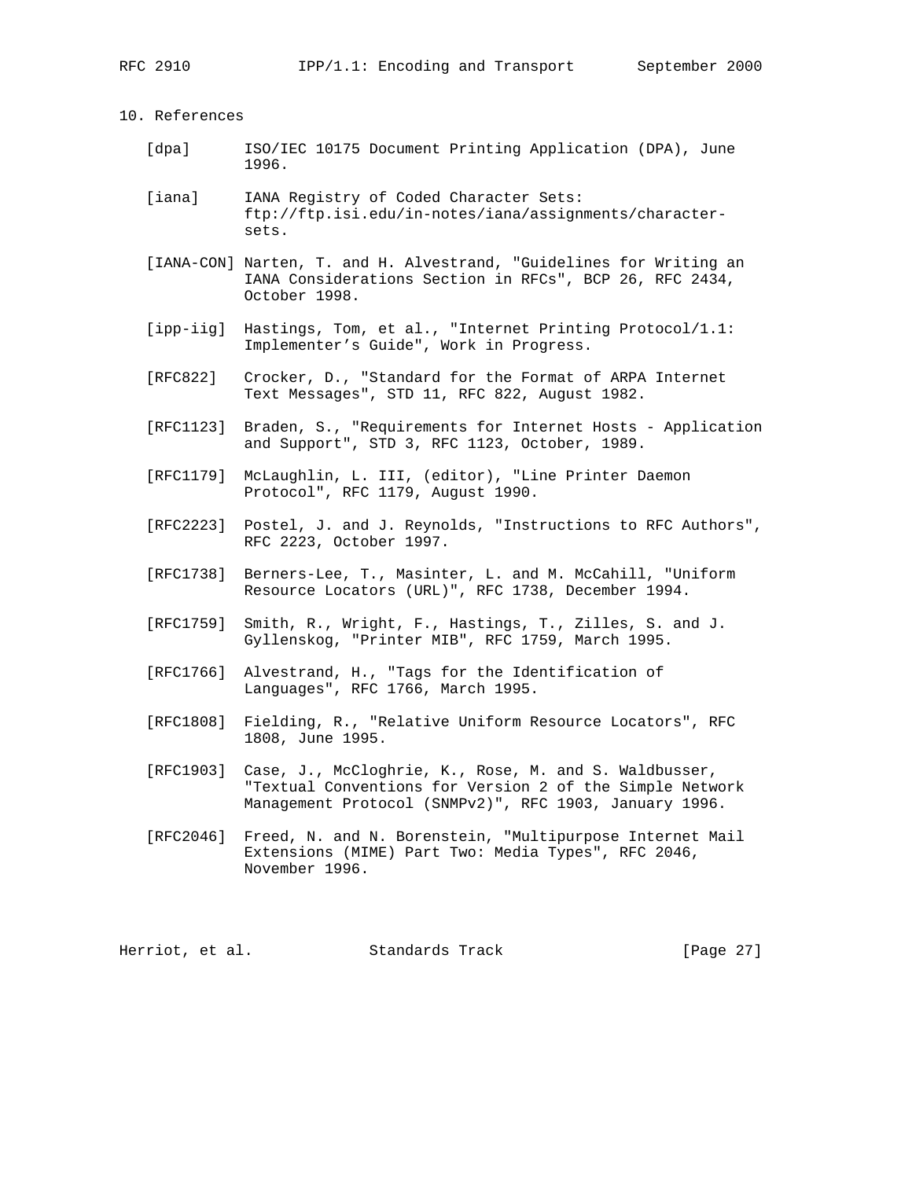## 10. References

[dpa] ISO/IEC 10175 Document Printing Application (DPA), June 1996.

[iana] IANA Registry of Coded Character Sets: ftp://ftp.isi.edu/in-notes/iana/assignments/character-sets.

[IANA-CON] Narten, T. and H. Alvestrand, "Guidelines for Writing an IANA Considerations Section in RFCs", BCP 26, RFC 2434, October 1998.

[ipp-iig] Hastings, Tom, et al., "Internet Printing Protocol/1.1: Implementer’s Guide", Work in Progress.

[RFC822] Crocker, D., "Standard for the Format of ARPA Internet Text Messages", STD 11, RFC 822, August 1982.

[RFC1123] Braden, S., "Requirements for Internet Hosts - Application and Support", STD 3, RFC 1123, October, 1989.

[RFC1179] McLaughlin, L. III, (editor), "Line Printer Daemon Protocol", RFC 1179, August 1990.

[RFC2223] Postel, J. and J. Reynolds, "Instructions to RFC Authors", RFC 2223, October 1997.

[RFC1738] Berners-Lee, T., Masinter, L. and M. McCahill, "Uniform Resource Locators (URL)", RFC 1738, December 1994.

[RFC1759] Smith, R., Wright, F., Hastings, T., Zilles, S. and J. Gyllenskog, "Printer MIB", RFC 1759, March 1995.

[RFC1766] Alvestrand, H., "Tags for the Identification of Languages", RFC 1766, March 1995.

[RFC1808] Fielding, R., "Relative Uniform Resource Locators", RFC 1808, June 1995.

[RFC1903] Case, J., McCloghrie, K., Rose, M. and S. Waldbusser, "Textual Conventions for Version 2 of the Simple Network Management Protocol (SNMPv2)", RFC 1903, January 1996.

[RFC2046] Freed, N. and N. Borenstein, "Multipurpose Internet Mail Extensions (MIME) Part Two: Media Types", RFC 2046, November 1996.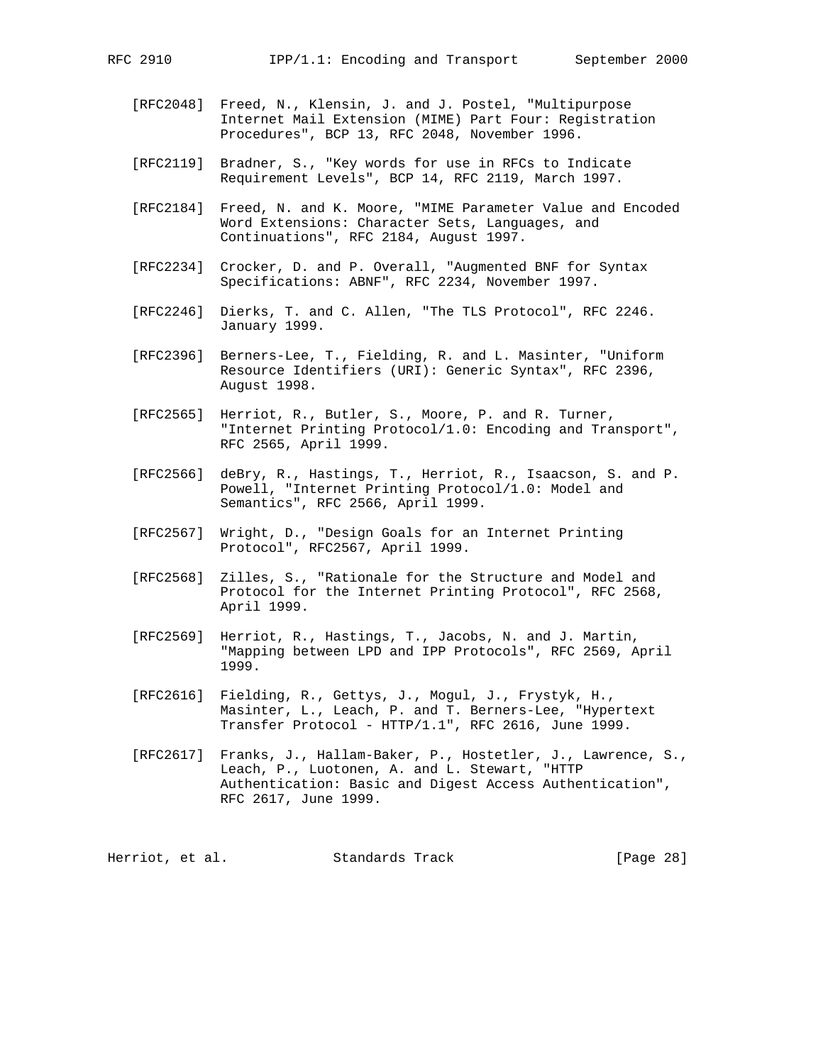[RFC2048] Freed, N., Klensin, J. and J. Postel, "Multipurpose Internet Mail Extension (MIME) Part Four: Registration Procedures", BCP 13, RFC 2048, November 1996.

[RFC2119] Bradner, S., "Key words for use in RFCs to Indicate Requirement Levels", BCP 14, RFC 2119, March 1997.

[RFC2184] Freed, N. and K. Moore, "MIME Parameter Value and Encoded Word Extensions: Character Sets, Languages, and Continuations", RFC 2184, August 1997.

[RFC2234] Crocker, D. and P. Overall, "Augmented BNF for Syntax Specifications: ABNF", RFC 2234, November 1997.

[RFC2246] Dierks, T. and C. Allen, "The TLS Protocol", RFC 2246. January 1999.

[RFC2396] Berners-Lee, T., Fielding, R. and L. Masinter, "Uniform Resource Identifiers (URI): Generic Syntax", RFC 2396, August 1998.

[RFC2565] Herriot, R., Butler, S., Moore, P. and R. Turner, "Internet Printing Protocol/1.0: Encoding and Transport", RFC 2565, April 1999.

[RFC2566] deBry, R., Hastings, T., Herriot, R., Isaacson, S. and P. Powell, "Internet Printing Protocol/1.0: Model and Semantics", RFC 2566, April 1999.

[RFC2567] Wright, D., "Design Goals for an Internet Printing Protocol", RFC2567, April 1999.

[RFC2568] Zilles, S., "Rationale for the Structure and Model and Protocol for the Internet Printing Protocol", RFC 2568, April 1999.

[RFC2569] Herriot, R., Hastings, T., Jacobs, N. and J. Martin, "Mapping between LPD and IPP Protocols", RFC 2569, April 1999.

[RFC2616] Fielding, R., Gettys, J., Mogul, J., Frystyk, H., Masinter, L., Leach, P. and T. Berners-Lee, "Hypertext Transfer Protocol - HTTP/1.1", RFC 2616, June 1999.

[RFC2617] Franks, J., Hallam-Baker, P., Hostetler, J., Lawrence, S., Leach, P., Luotonen, A. and L. Stewart, "HTTP Authentication: Basic and Digest Access Authentication", RFC 2617, June 1999.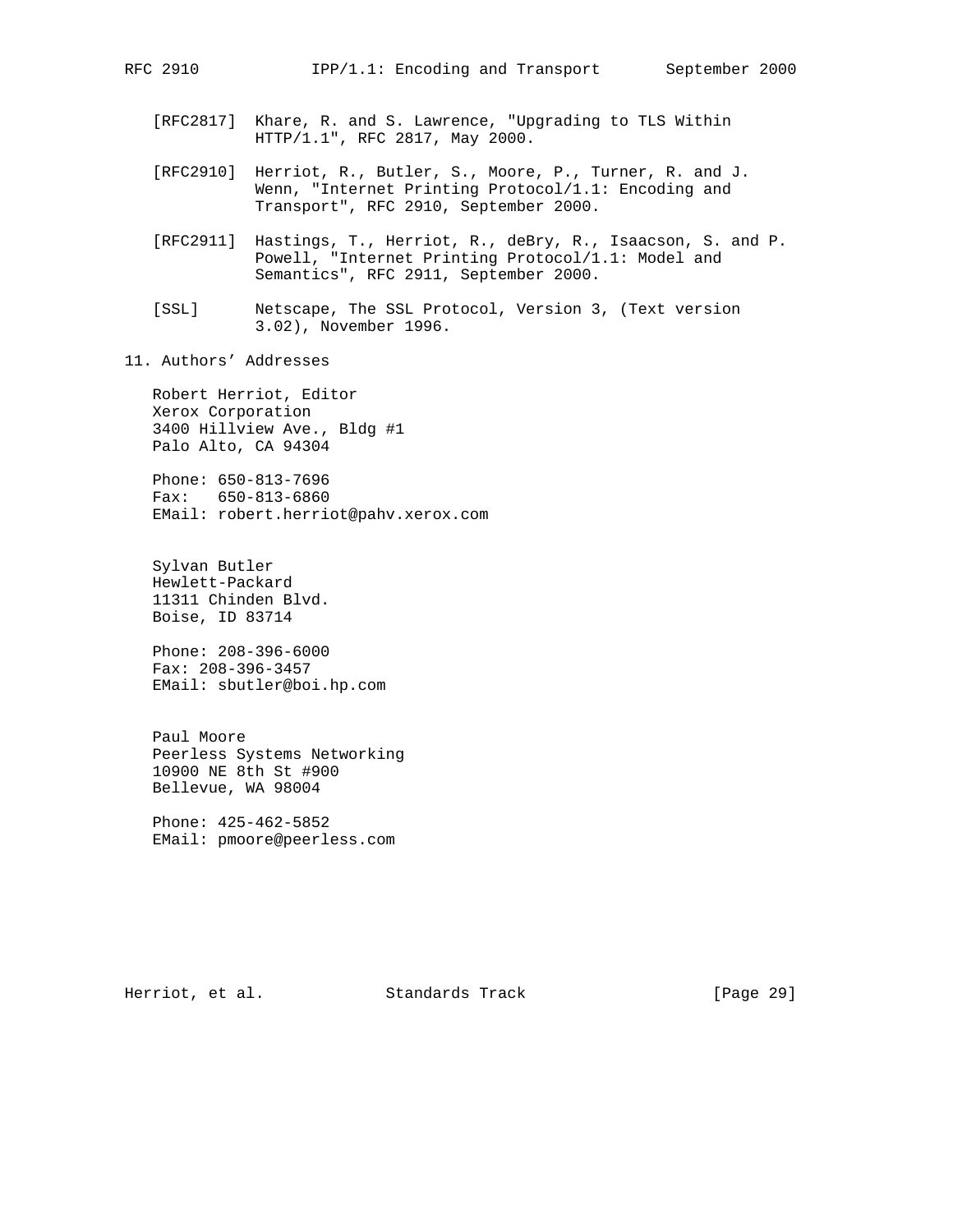[RFC2817] Khare, R. and S. Lawrence, "Upgrading to TLS Within HTTP/1.1", RFC 2817, May 2000.

[RFC2910] Herriot, R., Butler, S., Moore, P., Turner, R. and J. Wenn, "Internet Printing Protocol/1.1: Encoding and Transport", RFC 2910, September 2000.

[RFC2911] Hastings, T., Herriot, R., deBry, R., Isaacson, S. and P. Powell, "Internet Printing Protocol/1.1: Model and Semantics", RFC 2911, September 2000.

[SSL] Netscape, The SSL Protocol, Version 3, (Text version 3.02), November 1996.

## 11. Authors' Addresses

Robert Herriot, Editor
Xerox Corporation
3400 Hillview Ave., Bldg #1
Palo Alto, CA 94304

Phone: 650-813-7696
Fax: 650-813-6860
EMail: robert.herriot@pahv.xerox.com

Sylvan Butler
Hewlett-Packard
11311 Chinden Blvd.
Boise, ID 83714

Phone: 208-396-6000
Fax: 208-396-3457
EMail: sbutler@boi.hp.com

Paul Moore
Peerless Systems Networking
10900 NE 8th St #900
Bellevue, WA 98004

Phone: 425-462-5852
EMail: pmoore@peerless.com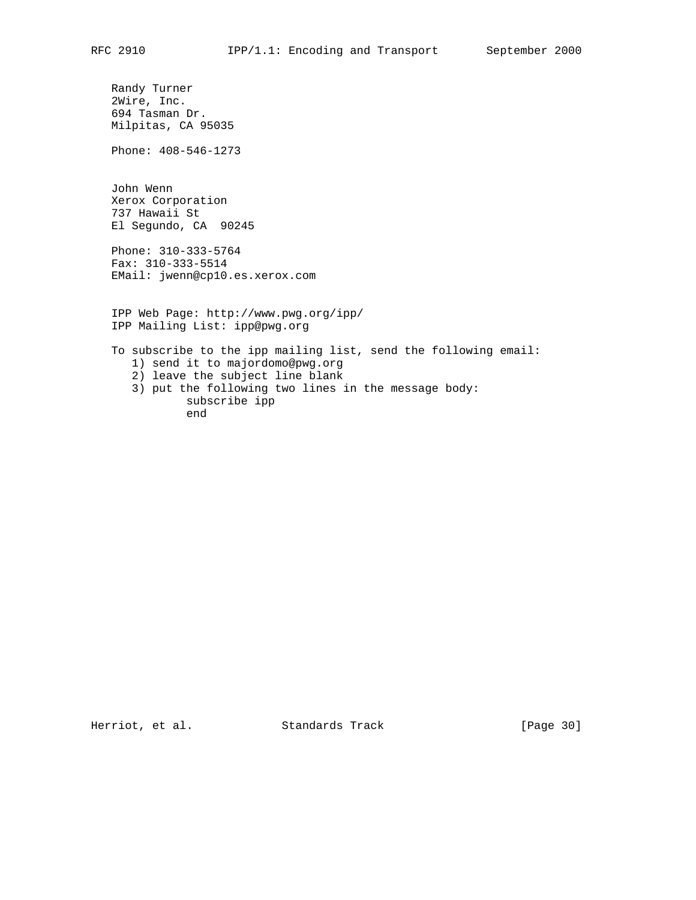Randy Turner
2Wire, Inc.
694 Tasman Dr.
Milpitas, CA 95035

Phone: 408-546-1273

John Wenn
Xerox Corporation
737 Hawaii St
El Segundo, CA 90245

Phone: 310-333-5764
Fax: 310-333-5514
EMail: jwenn@cp10.es.xerox.com

IPP Web Page: http://www.pwg.org/ipp/
IPP Mailing List: ipp@pwg.org

To subscribe to the ipp mailing list, send the following email:

1) send it to majordomo@pwg.org
2) leave the subject line blank
3) put the following two lines in the message body:

```
subscribe ipp
end
```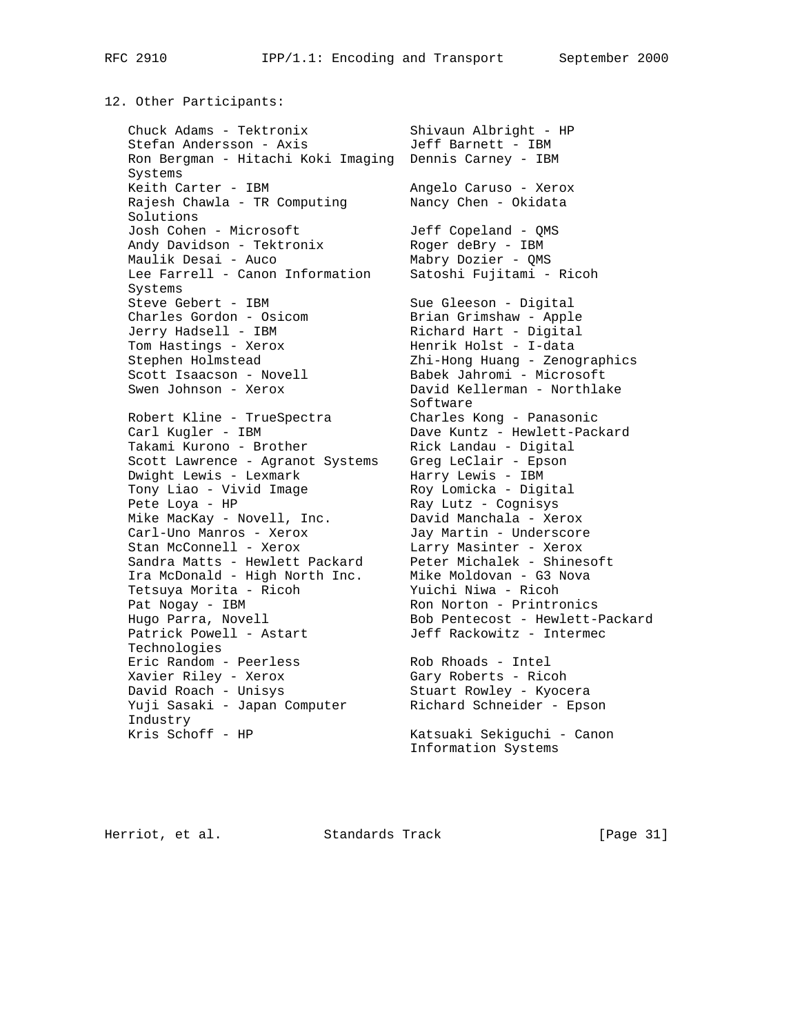## 12. Other Participants:

- Chuck Adams - Tektronix
- Shivaun Albright - HP
- Stefan Andersson - Axis
- Jeff Barnett - IBM
- Ron Bergman - Hitachi Koki Imaging Systems
- Dennis Carney - IBM
- Keith Carter - IBM
- Angelo Caruso - Xerox
- Rajesh Chawla - TR Computing Solutions
- Nancy Chen - Okidata
- Josh Cohen - Microsoft
- Jeff Copeland - QMS
- Andy Davidson - Tektronix
- Roger deBry - IBM
- Maulik Desai - Auco
- Mabry Dozier - QMS
- Lee Farrell - Canon Information Systems
- Satoshi Fujitami - Ricoh
- Steve Gebert - IBM
- Sue Gleeson - Digital
- Charles Gordon - Osicom
- Brian Grimshaw - Apple
- Jerry Hadsell - IBM
- Richard Hart - Digital
- Tom Hastings - Xerox
- Henrik Holst - I-data
- Stephen Holmstead
- Zhi-Hong Huang - Zenographics
- Scott Isaacson - Novell
- Babek Jahromi - Microsoft
- Swen Johnson - Xerox
- David Kellerman - Northlake Software
- Robert Kline - TrueSpectra
- Charles Kong - Panasonic
- Carl Kugler - IBM
- Dave Kuntz - Hewlett-Packard
- Takami Kurono - Brother
- Rick Landau - Digital
- Scott Lawrence - Agranot Systems
- Greg LeClair - Epson
- Dwight Lewis - Lexmark
- Harry Lewis - IBM
- Tony Liao - Vivid Image
- Roy Lomicka - Digital
- Pete Loya - HP
- Ray Lutz - Cognisys
- Mike MacKay - Novell, Inc.
- David Manchala - Xerox
- Carl-Uno Manros - Xerox
- Jay Martin - Underscore
- Stan McConnell - Xerox
- Larry Masinter - Xerox
- Sandra Matts - Hewlett Packard
- Peter Michalek - Shinesoft
- Ira McDonald - High North Inc.
- Mike Moldovan - G3 Nova
- Tetsuya Morita - Ricoh
- Yuichi Niwa - Ricoh
- Pat Nogay - IBM
- Ron Norton - Printronics
- Hugo Parra, Novell
- Bob Pentecost - Hewlett-Packard
- Patrick Powell - Astart Technologies
- Jeff Rackowitz - Intermec
- Eric Random - Peerless
- Rob Rhoads - Intel
- Xavier Riley - Xerox
- Gary Roberts - Ricoh
- David Roach - Unisys
- Stuart Rowley - Kyocera
- Yuji Sasaki - Japan Computer Industry
- Richard Schneider - Epson
- Kris Schoff - HP
- Katsuaki Sekiguchi - Canon Information Systems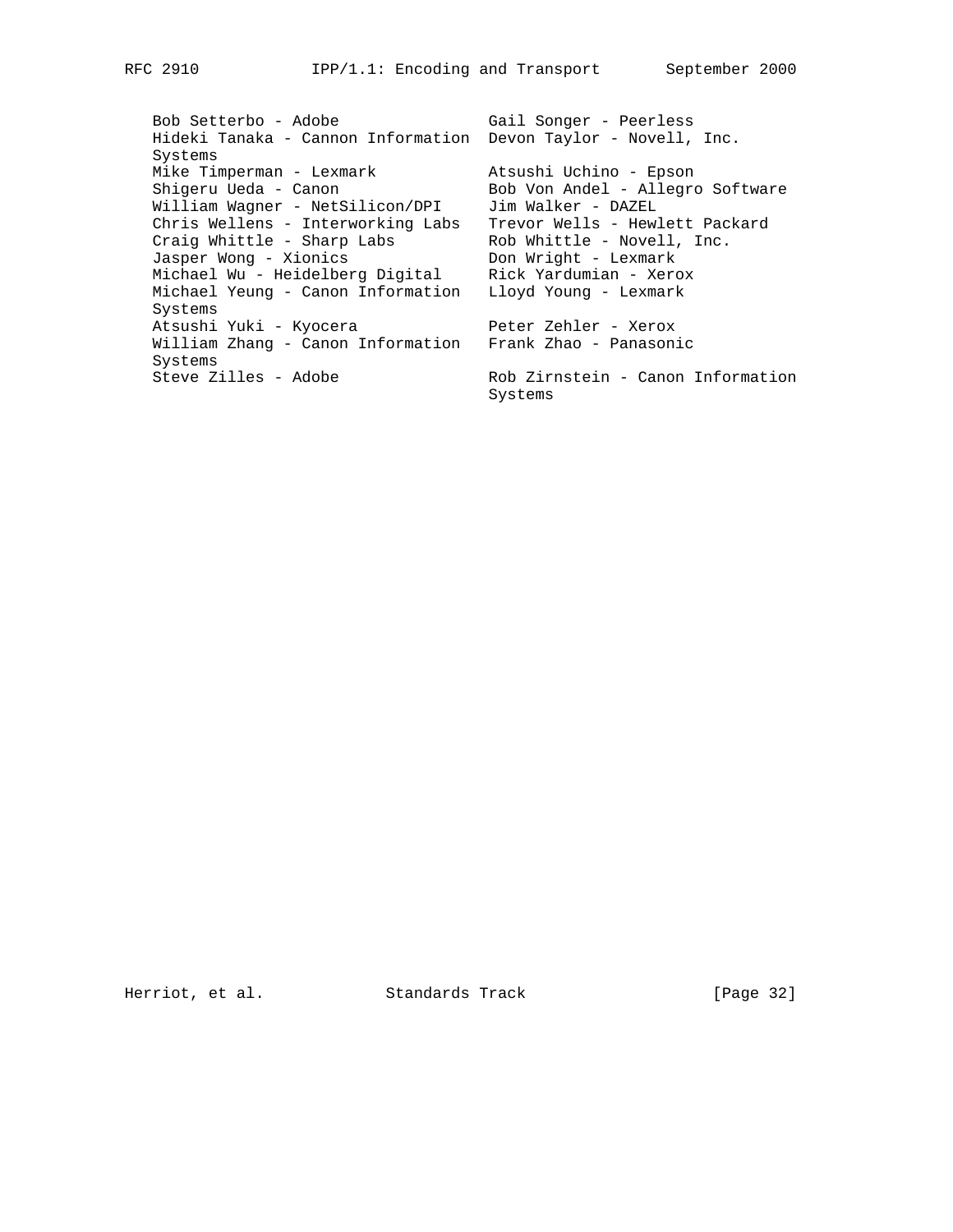Bob Setterbo - Adobe
Gail Songer - Peerless
Hideki Tanaka - Cannon Information Systems
Devon Taylor - Novell, Inc.
Mike Timperman - Lexmark
Atsushi Uchino - Epson
Shigeru Ueda - Canon
Bob Von Andel - Allegro Software
William Wagner - NetSilicon/DPI
Jim Walker - DAZEL
Chris Wellens - Interworking Labs
Trevor Wells - Hewlett Packard
Craig Whittle - Sharp Labs
Rob Whittle - Novell, Inc.
Jasper Wong - Xionics
Don Wright - Lexmark
Michael Wu - Heidelberg Digital
Rick Yardumian - Xerox
Michael Yeung - Canon Information Systems
Lloyd Young - Lexmark
Atsushi Yuki - Kyocera
Peter Zehler - Xerox
William Zhang - Canon Information Systems
Frank Zhao - Panasonic
Steve Zilles - Adobe
Rob Zirnstein - Canon Information Systems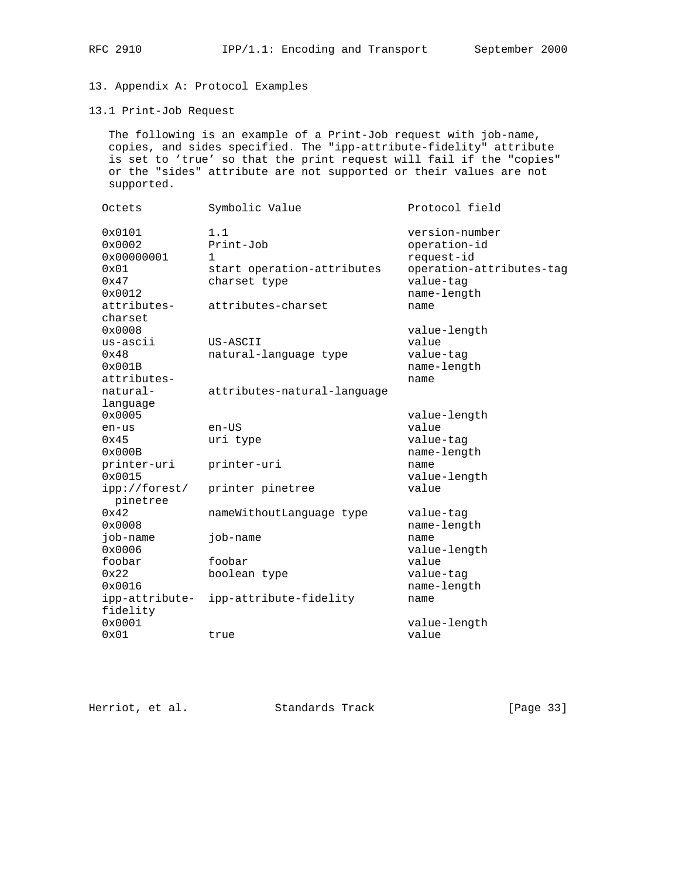## 13. Appendix A: Protocol Examples

### 13.1 Print-Job Request

The following is an example of a Print-Job request with job-name, copies, and sides specified. The "ipp-attribute-fidelity" attribute is set to 'true' so that the print request will fail if the "copies" or the "sides" attribute are not supported or their values are not supported.

| Octets | Symbolic Value | Protocol field |
|---|---|---|
| 0x0101 | 1.1 | version-number |
| 0x0002 | Print-Job | operation-id |
| 0x00000001 | 1 | request-id |
| 0x01 | start operation-attributes | operation-attributes-tag |
| 0x47 | charset type | value-tag |
| 0x0012 | | name-length |
| attributes-charset | attributes-charset | name |
| 0x0008 | | value-length |
| us-ascii | US-ASCII | value |
| 0x48 | natural-language type | value-tag |
| 0x001B | | name-length |
| attributes-natural-language | attributes-natural-language | name |
| 0x0005 | | value-length |
| en-us | en-US | value |
| 0x45 | uri type | value-tag |
| 0x000B | | name-length |
| printer-uri | printer-uri | name |
| 0x0015 | | value-length |
| ipp://forest/pinetree | printer pinetree | value |
| 0x42 | nameWithoutLanguage type | value-tag |
| 0x0008 | | name-length |
| job-name | job-name | name |
| 0x0006 | | value-length |
| foobar | foobar | value |
| 0x22 | boolean type | value-tag |
| 0x0016 | | name-length |
| ipp-attribute-fidelity | ipp-attribute-fidelity | name |
| 0x0001 | | value-length |
| 0x01 | true | value |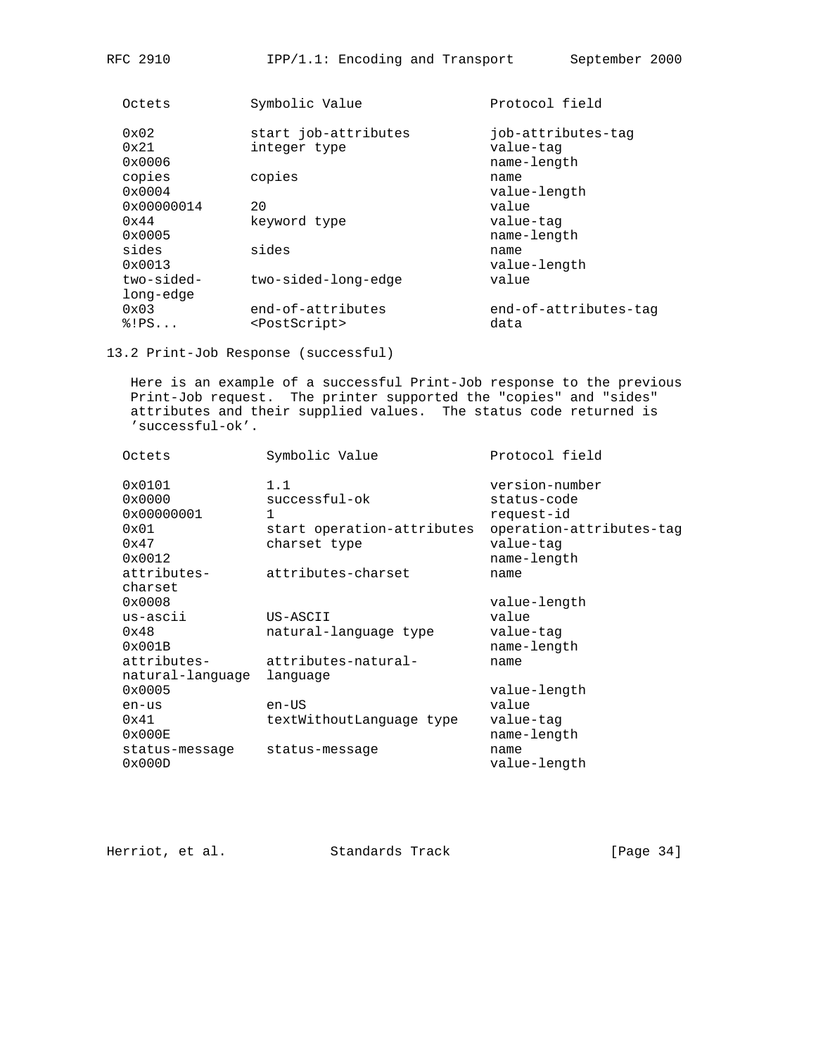| Octets | Symbolic Value | Protocol field |
|---|---|---|
| 0x02 | start job-attributes | job-attributes-tag |
| 0x21 | integer type | value-tag |
| 0x0006 | | name-length |
| copies | copies | name |
| 0x0004 | | value-length |
| 0x00000014 | 20 | value |
| 0x44 | keyword type | value-tag |
| 0x0005 | | name-length |
| sides | sides | name |
| 0x0013 | | value-length |
| two-sided-long-edge | two-sided-long-edge | value |
| 0x03 | end-of-attributes | end-of-attributes-tag |
| %!PS... | <PostScript> | data |

### 13.2 Print-Job Response (successful)

Here is an example of a successful Print-Job response to the previous Print-Job request. The printer supported the "copies" and "sides" attributes and their supplied values. The status code returned is 'successful-ok'.

| Octets | Symbolic Value | Protocol field |
|---|---|---|
| 0x0101 | 1.1 | version-number |
| 0x0000 | successful-ok | status-code |
| 0x00000001 | 1 | request-id |
| 0x01 | start operation-attributes | operation-attributes-tag |
| 0x47 | charset type | value-tag |
| 0x0012 | | name-length |
| attributes-charset | attributes-charset | name |
| 0x0008 | | value-length |
| us-ascii | US-ASCII | value |
| 0x48 | natural-language type | value-tag |
| 0x001B | | name-length |
| attributes-natural-language | attributes-natural-language | name |
| 0x0005 | | value-length |
| en-us | en-US | value |
| 0x41 | textWithoutLanguage type | value-tag |
| 0x000E | | name-length |
| status-message | status-message | name |
| 0x000D | | value-length |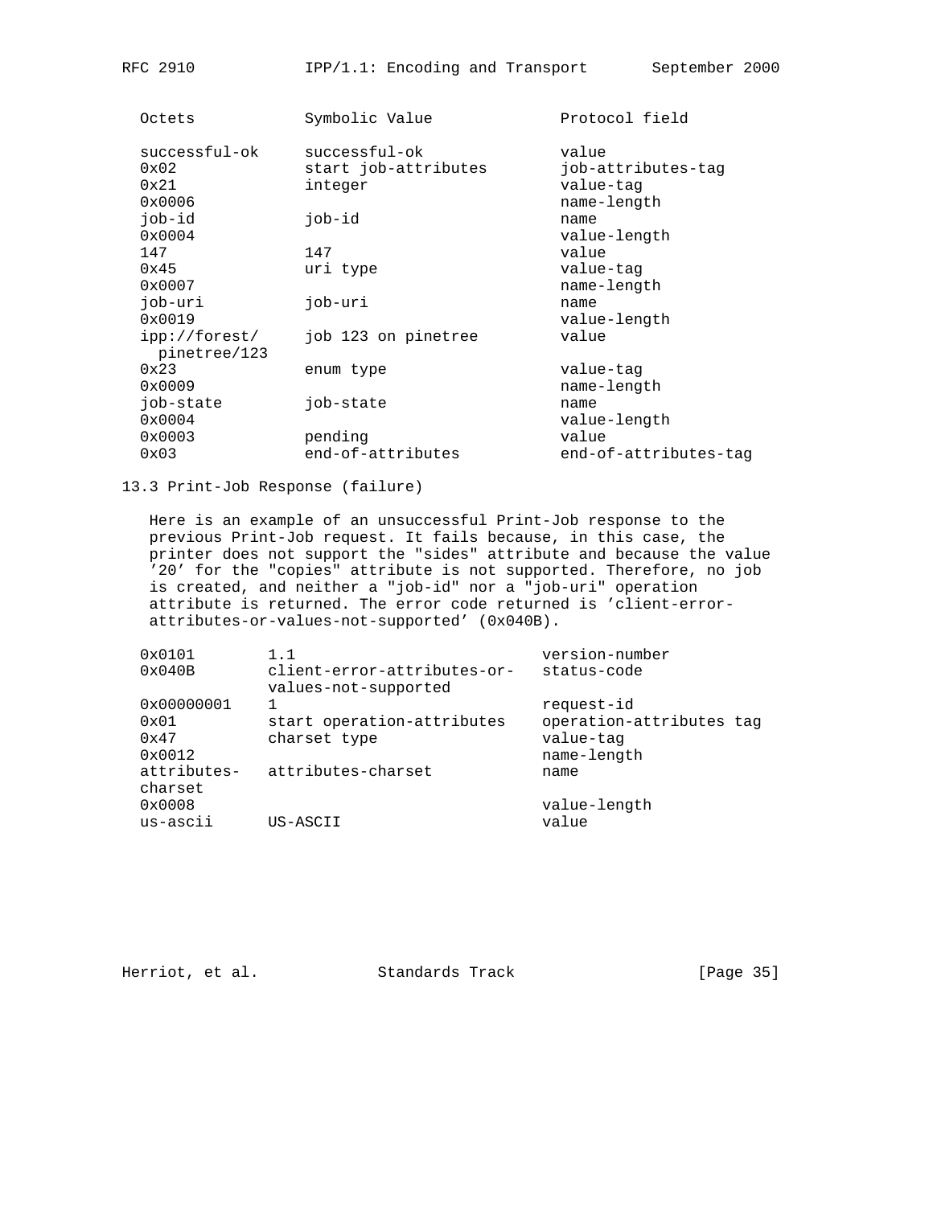| Octets | Symbolic Value | Protocol field |
|---|---|---|
| successful-ok | successful-ok | value |
| 0x02 | start job-attributes | job-attributes-tag |
| 0x21 | integer | value-tag |
| 0x0006 | | name-length |
| job-id | job-id | name |
| 0x0004 | | value-length |
| 147 | 147 | value |
| 0x45 | uri type | value-tag |
| 0x0007 | | name-length |
| job-uri | job-uri | name |
| 0x0019 | | value-length |
| ipp://forest/ pinetree/123 | job 123 on pinetree | value |
| 0x23 | enum type | value-tag |
| 0x0009 | | name-length |
| job-state | job-state | name |
| 0x0004 | | value-length |
| 0x0003 | pending | value |
| 0x03 | end-of-attributes | end-of-attributes-tag |

## 13.3 Print-Job Response (failure)

Here is an example of an unsuccessful Print-Job response to the previous Print-Job request. It fails because, in this case, the printer does not support the "sides" attribute and because the value '20' for the "copies" attribute is not supported. Therefore, no job is created, and neither a "job-id" nor a "job-uri" operation attribute is returned. The error code returned is 'client-error-attributes-or-values-not-supported' (0x040B).

| Octets | Symbolic Value | Protocol field |
|---|---|---|
| 0x0101 | 1.1 | version-number |
| 0x040B | client-error-attributes-or-values-not-supported | status-code |
| 0x00000001 | 1 | request-id |
| 0x01 | start operation-attributes | operation-attributes tag |
| 0x47 | charset type | value-tag |
| 0x0012 | | name-length |
| attributes-charset | attributes-charset | name |
| 0x0008 | | value-length |
| us-ascii | US-ASCII | value |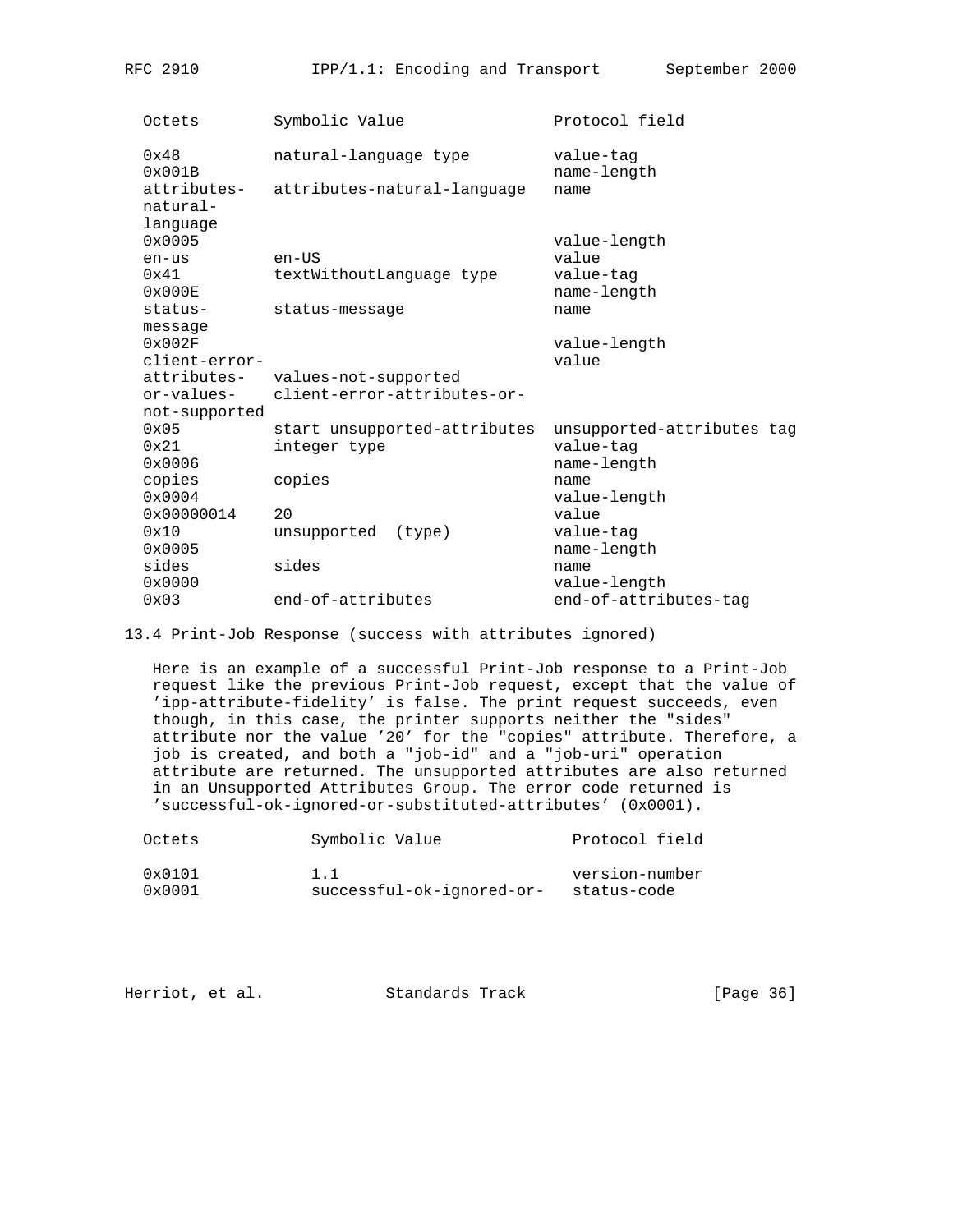| Octets | Symbolic Value | Protocol field |
|---|---|---|
| 0x48 | natural-language type | value-tag |
| 0x001B | | name-length |
| attributes-natural-language | attributes-natural-language | name |
| 0x0005 | | value-length |
| en-us | en-US | value |
| 0x41 | textWithoutLanguage type | value-tag |
| 0x000E | | name-length |
| status-message | status-message | name |
| 0x002F | | value-length |
| client-error-attributes-or-values-not-supported | client-error-attributes-or-values-not-supported | value |
| 0x05 | start unsupported-attributes | unsupported-attributes tag |
| 0x21 | integer type | value-tag |
| 0x0006 | | name-length |
| copies | copies | name |
| 0x0004 | | value-length |
| 0x00000014 | 20 | value |
| 0x10 | unsupported (type) | value-tag |
| 0x0005 | | name-length |
| sides | sides | name |
| 0x0000 | | value-length |
| 0x03 | end-of-attributes | end-of-attributes-tag |

## 13.4 Print-Job Response (success with attributes ignored)

Here is an example of a successful Print-Job response to a Print-Job request like the previous Print-Job request, except that the value of 'ipp-attribute-fidelity' is false. The print request succeeds, even though, in this case, the printer supports neither the "sides" attribute nor the value '20' for the "copies" attribute. Therefore, a job is created, and both a "job-id" and a "job-uri" operation attribute are returned. The unsupported attributes are also returned in an Unsupported Attributes Group. The error code returned is 'successful-ok-ignored-or-substituted-attributes' (0x0001).

| Octets | Symbolic Value | Protocol field |
|---|---|---|
| 0x0101 | 1.1 | version-number |
| 0x0001 | successful-ok-ignored-or- | status-code |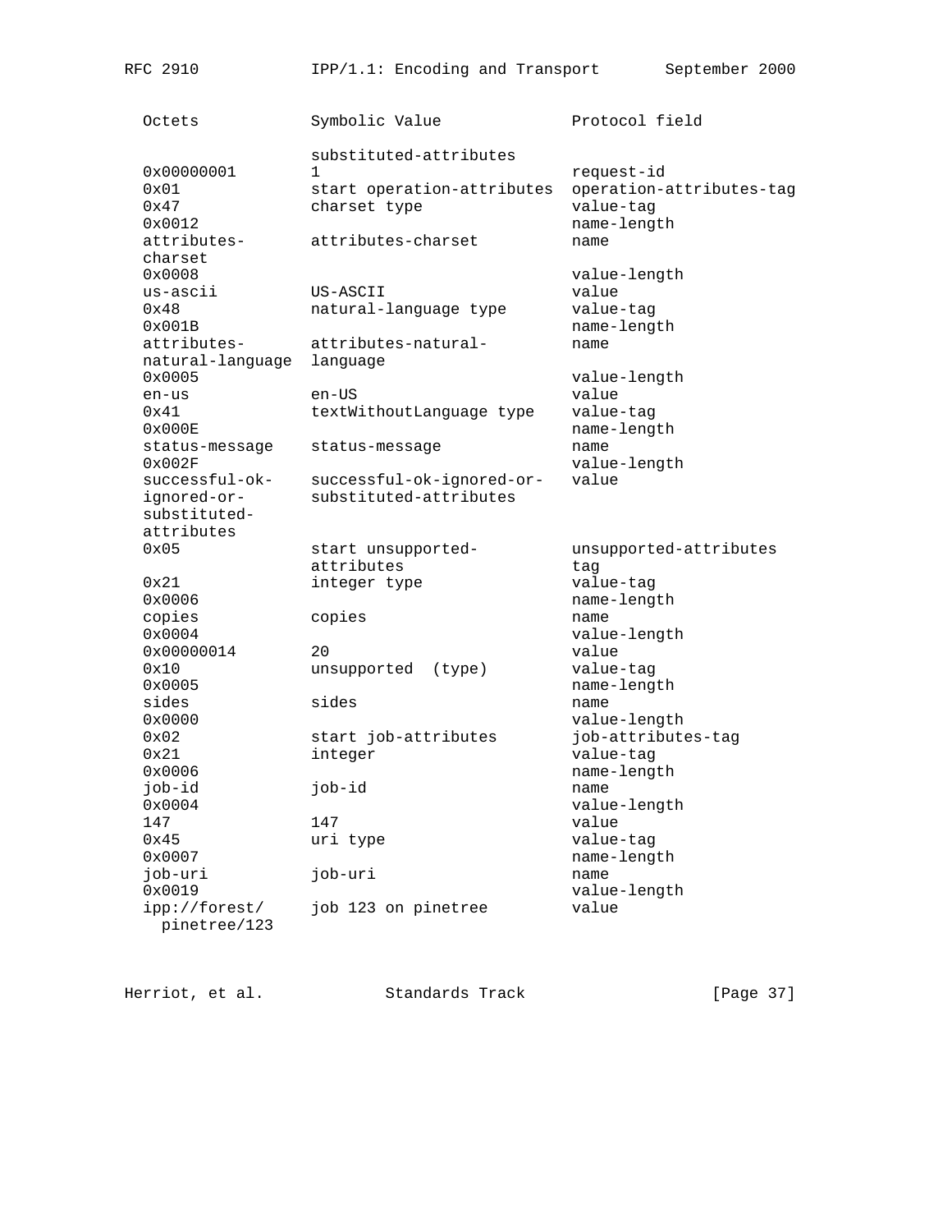```
  Octets             Symbolic Value              Protocol field

                     substituted-attributes
  0x00000001         1                           request-id
  0x01               start operation-attributes  operation-attributes-tag
  0x47               charset type                value-tag
  0x0012                                         name-length
  attributes-        attributes-charset          name
  charset
  0x0008                                         value-length
  us-ascii           US-ASCII                    value
  0x48               natural-language type       value-tag
  0x001B                                         name-length
  attributes-        attributes-natural-         name
  natural-language   language
  0x0005                                         value-length
  en-us              en-US                       value
  0x41               textWithoutLanguage type    value-tag
  0x000E                                         name-length
  status-message     status-message              name
  0x002F                                         value-length
  successful-ok-     successful-ok-ignored-or-   value
  ignored-or-        substituted-attributes
  substituted-
  attributes
  0x05               start unsupported-          unsupported-attributes
                     attributes                  tag
  0x21               integer type                value-tag
  0x0006                                         name-length
  copies             copies                      name
  0x0004                                         value-length
  0x00000014         20                          value
  0x10               unsupported  (type)         value-tag
  0x0005                                         name-length
  sides              sides                       name
  0x0000                                         value-length
  0x02               start job-attributes        job-attributes-tag
  0x21               integer                     value-tag
  0x0006                                         name-length
  job-id             job-id                      name
  0x0004                                         value-length
  147                147                         value
  0x45               uri type                    value-tag
  0x0007                                         name-length
  job-uri            job-uri                     name
  0x0019                                         value-length
  ipp://forest/      job 123 on pinetree         value
    pinetree/123
```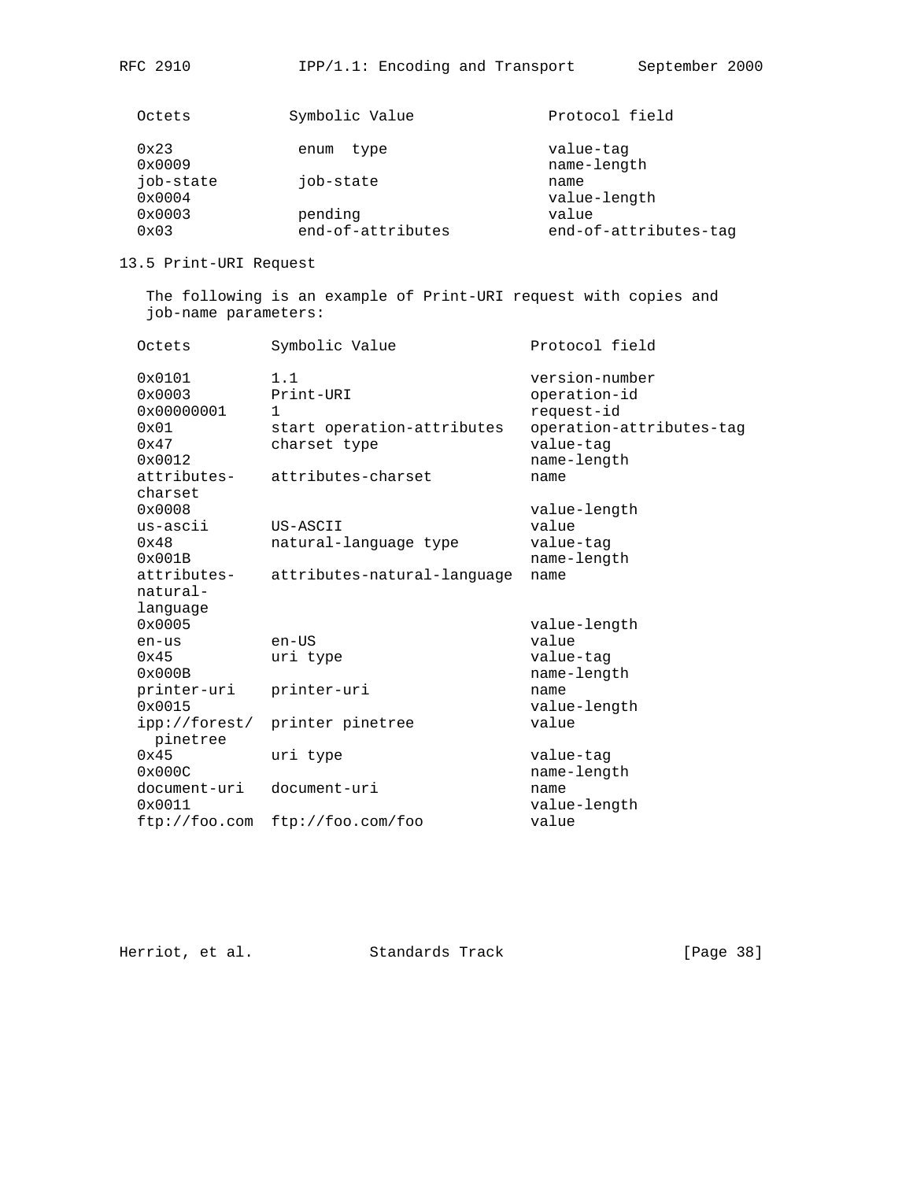| Octets | Symbolic Value | Protocol field |
|---|---|---|
| 0x23 | enum type | value-tag |
| 0x0009 | | name-length |
| job-state | job-state | name |
| 0x0004 | | value-length |
| 0x0003 | pending | value |
| 0x03 | end-of-attributes | end-of-attributes-tag |

## 13.5 Print-URI Request

The following is an example of Print-URI request with copies and job-name parameters:

| Octets | Symbolic Value | Protocol field |
|---|---|---|
| 0x0101 | 1.1 | version-number |
| 0x0003 | Print-URI | operation-id |
| 0x00000001 | 1 | request-id |
| 0x01 | start operation-attributes | operation-attributes-tag |
| 0x47 | charset type | value-tag |
| 0x0012 | | name-length |
| attributes-charset | attributes-charset | name |
| 0x0008 | | value-length |
| us-ascii | US-ASCII | value |
| 0x48 | natural-language type | value-tag |
| 0x001B | | name-length |
| attributes-natural-language | attributes-natural-language | name |
| 0x0005 | | value-length |
| en-us | en-US | value |
| 0x45 | uri type | value-tag |
| 0x000B | | name-length |
| printer-uri | printer-uri | name |
| 0x0015 | | value-length |
| ipp://forest/pinetree | printer pinetree | value |
| 0x45 | uri type | value-tag |
| 0x000C | | name-length |
| document-uri | document-uri | name |
| 0x0011 | | value-length |
| ftp://foo.com | ftp://foo.com/foo | value |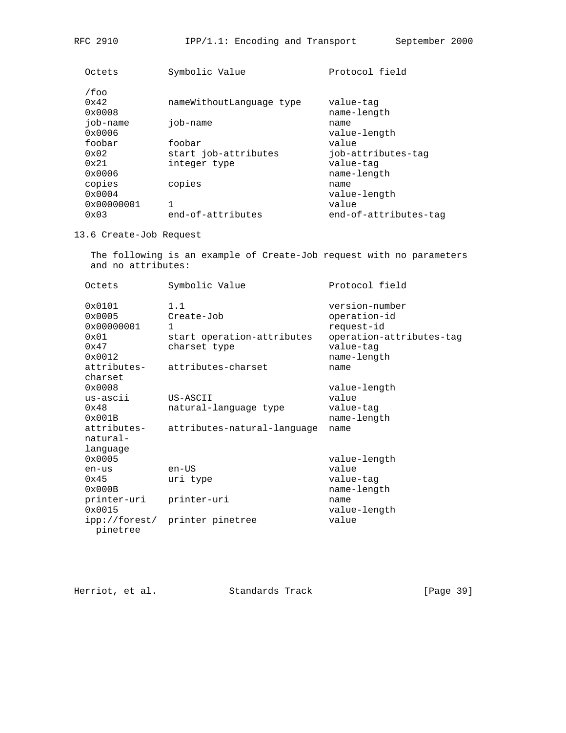| Octets | Symbolic Value | Protocol field |
|---|---|---|
| /foo | | |
| 0x42 | nameWithoutLanguage type | value-tag |
| 0x0008 | | name-length |
| job-name | job-name | name |
| 0x0006 | | value-length |
| foobar | foobar | value |
| 0x02 | start job-attributes | job-attributes-tag |
| 0x21 | integer type | value-tag |
| 0x0006 | | name-length |
| copies | copies | name |
| 0x0004 | | value-length |
| 0x00000001 | 1 | value |
| 0x03 | end-of-attributes | end-of-attributes-tag |

## 13.6 Create-Job Request

The following is an example of Create-Job request with no parameters and no attributes:

| Octets | Symbolic Value | Protocol field |
|---|---|---|
| 0x0101 | 1.1 | version-number |
| 0x0005 | Create-Job | operation-id |
| 0x00000001 | 1 | request-id |
| 0x01 | start operation-attributes | operation-attributes-tag |
| 0x47 | charset type | value-tag |
| 0x0012 | | name-length |
| attributes-charset | attributes-charset | name |
| 0x0008 | | value-length |
| us-ascii | US-ASCII | value |
| 0x48 | natural-language type | value-tag |
| 0x001B | | name-length |
| attributes-natural-language | attributes-natural-language | name |
| 0x0005 | | value-length |
| en-us | en-US | value |
| 0x45 | uri type | value-tag |
| 0x000B | | name-length |
| printer-uri | printer-uri | name |
| 0x0015 | | value-length |
| ipp://forest/pinetree | printer pinetree | value |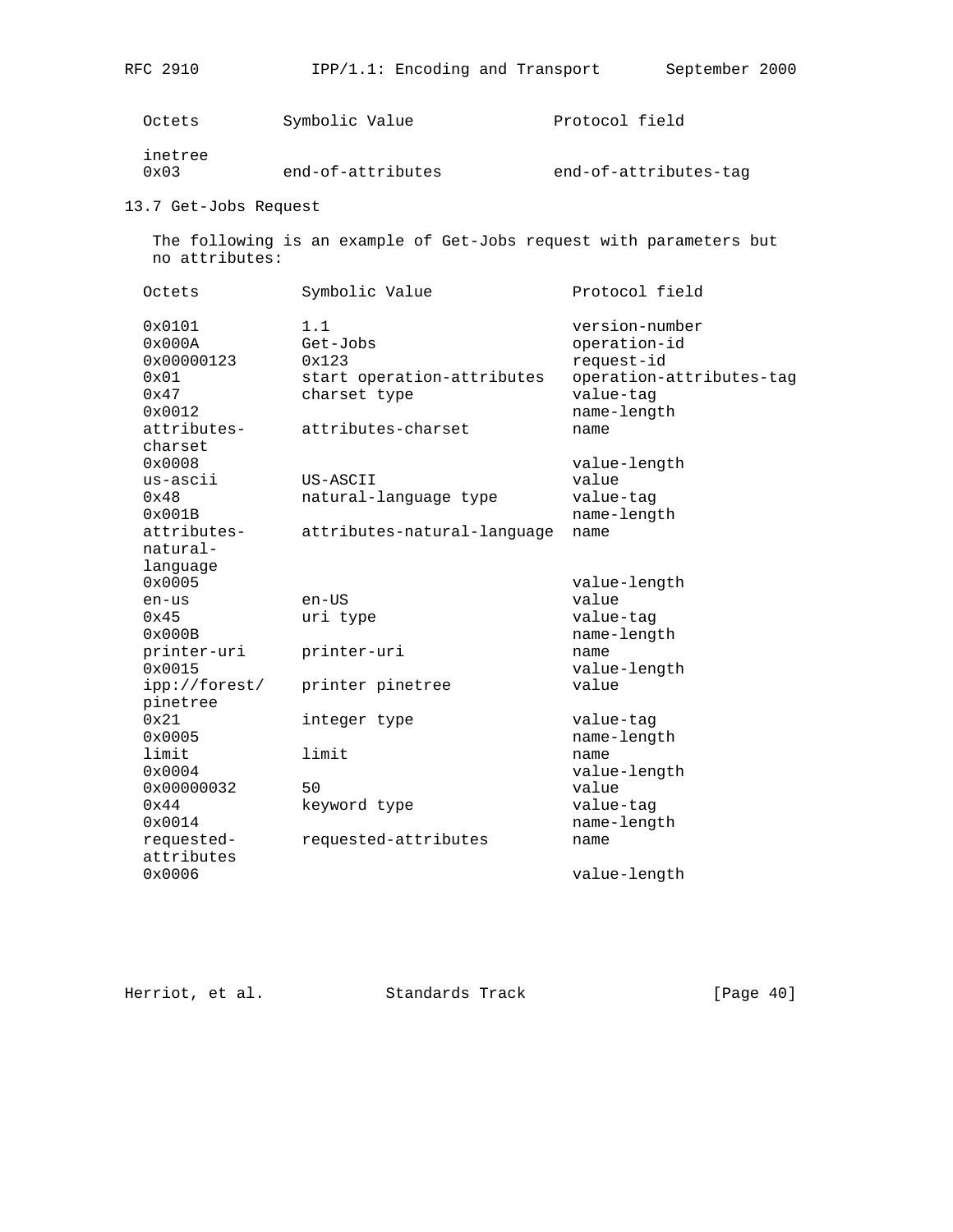| Octets | Symbolic Value | Protocol field |
|---|---|---|
| inetree | | |
| 0x03 | end-of-attributes | end-of-attributes-tag |

### 13.7 Get-Jobs Request

The following is an example of Get-Jobs request with parameters but no attributes:

| Octets | Symbolic Value | Protocol field |
|---|---|---|
| 0x0101 | 1.1 | version-number |
| 0x000A | Get-Jobs | operation-id |
| 0x00000123 | 0x123 | request-id |
| 0x01 | start operation-attributes | operation-attributes-tag |
| 0x47 | charset type | value-tag |
| 0x0012 | | name-length |
| attributes-charset | attributes-charset | name |
| 0x0008 | | value-length |
| us-ascii | US-ASCII | value |
| 0x48 | natural-language type | value-tag |
| 0x001B | | name-length |
| attributes-natural-language | attributes-natural-language | name |
| 0x0005 | | value-length |
| en-us | en-US | value |
| 0x45 | uri type | value-tag |
| 0x000B | | name-length |
| printer-uri | printer-uri | name |
| 0x0015 | | value-length |
| ipp://forest/pinetree | printer pinetree | value |
| 0x21 | integer type | value-tag |
| 0x0005 | | name-length |
| limit | limit | name |
| 0x0004 | | value-length |
| 0x00000032 | 50 | value |
| 0x44 | keyword type | value-tag |
| 0x0014 | | name-length |
| requested-attributes | requested-attributes | name |
| 0x0006 | | value-length |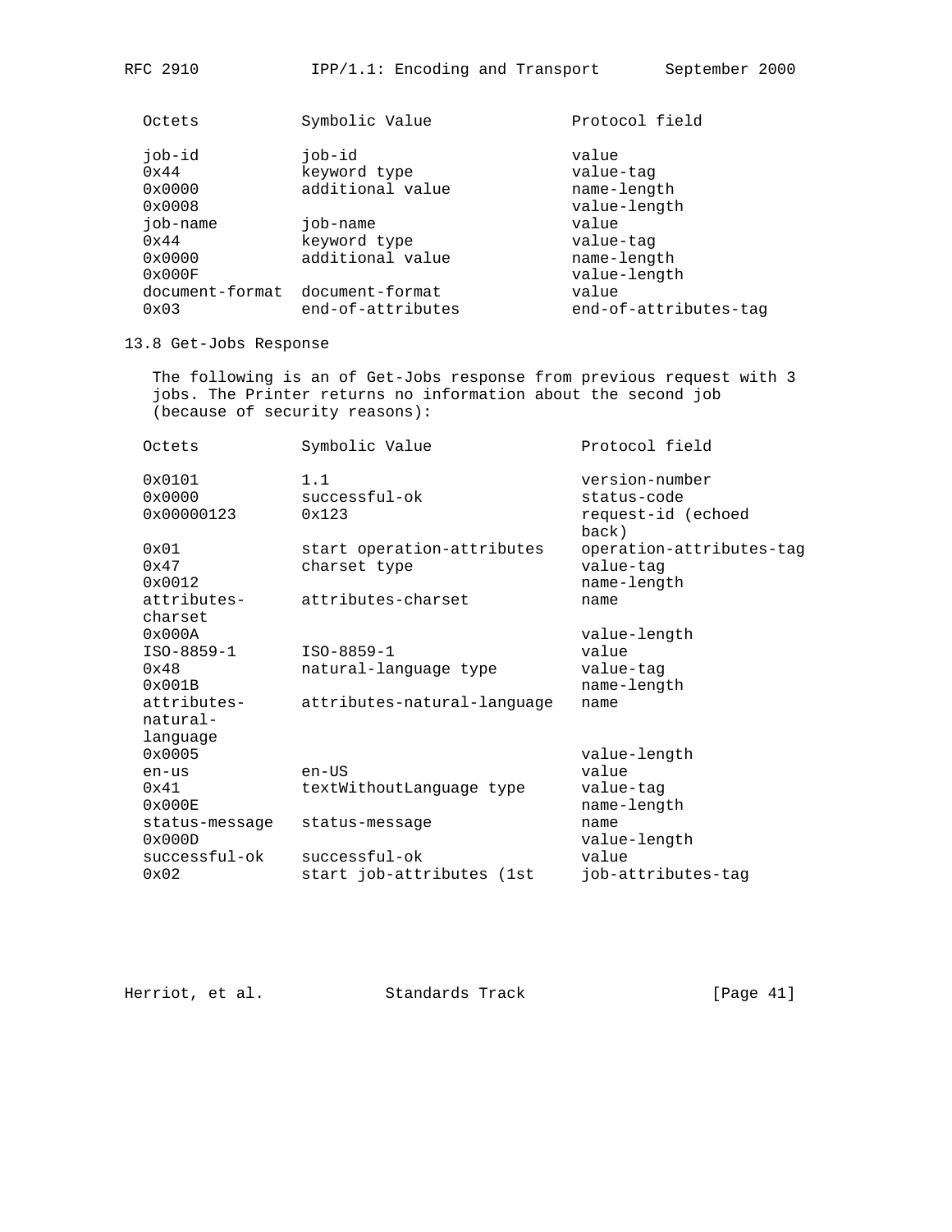| Octets | Symbolic Value | Protocol field |
| --- | --- | --- |
| job-id | job-id | value |
| 0x44 | keyword type | value-tag |
| 0x0000 | additional value | name-length |
| 0x0008 | | value-length |
| job-name | job-name | value |
| 0x44 | keyword type | value-tag |
| 0x0000 | additional value | name-length |
| 0x000F | | value-length |
| document-format | document-format | value |
| 0x03 | end-of-attributes | end-of-attributes-tag |

13.8 Get-Jobs Response

The following is an of Get-Jobs response from previous request with 3 jobs. The Printer returns no information about the second job (because of security reasons):

| Octets | Symbolic Value | Protocol field |
| --- | --- | --- |
| 0x0101 | 1.1 | version-number |
| 0x0000 | successful-ok | status-code |
| 0x00000123 | 0x123 | request-id (echoed back) |
| 0x01 | start operation-attributes | operation-attributes-tag |
| 0x47 | charset type | value-tag |
| 0x0012 | | name-length |
| attributes-charset | attributes-charset | name |
| 0x000A | | value-length |
| ISO-8859-1 | ISO-8859-1 | value |
| 0x48 | natural-language type | value-tag |
| 0x001B | | name-length |
| attributes-natural-language | attributes-natural-language | name |
| 0x0005 | | value-length |
| en-us | en-US | value |
| 0x41 | textWithoutLanguage type | value-tag |
| 0x000E | | name-length |
| status-message | status-message | name |
| 0x000D | | value-length |
| successful-ok | successful-ok | value |
| 0x02 | start job-attributes (1st | job-attributes-tag |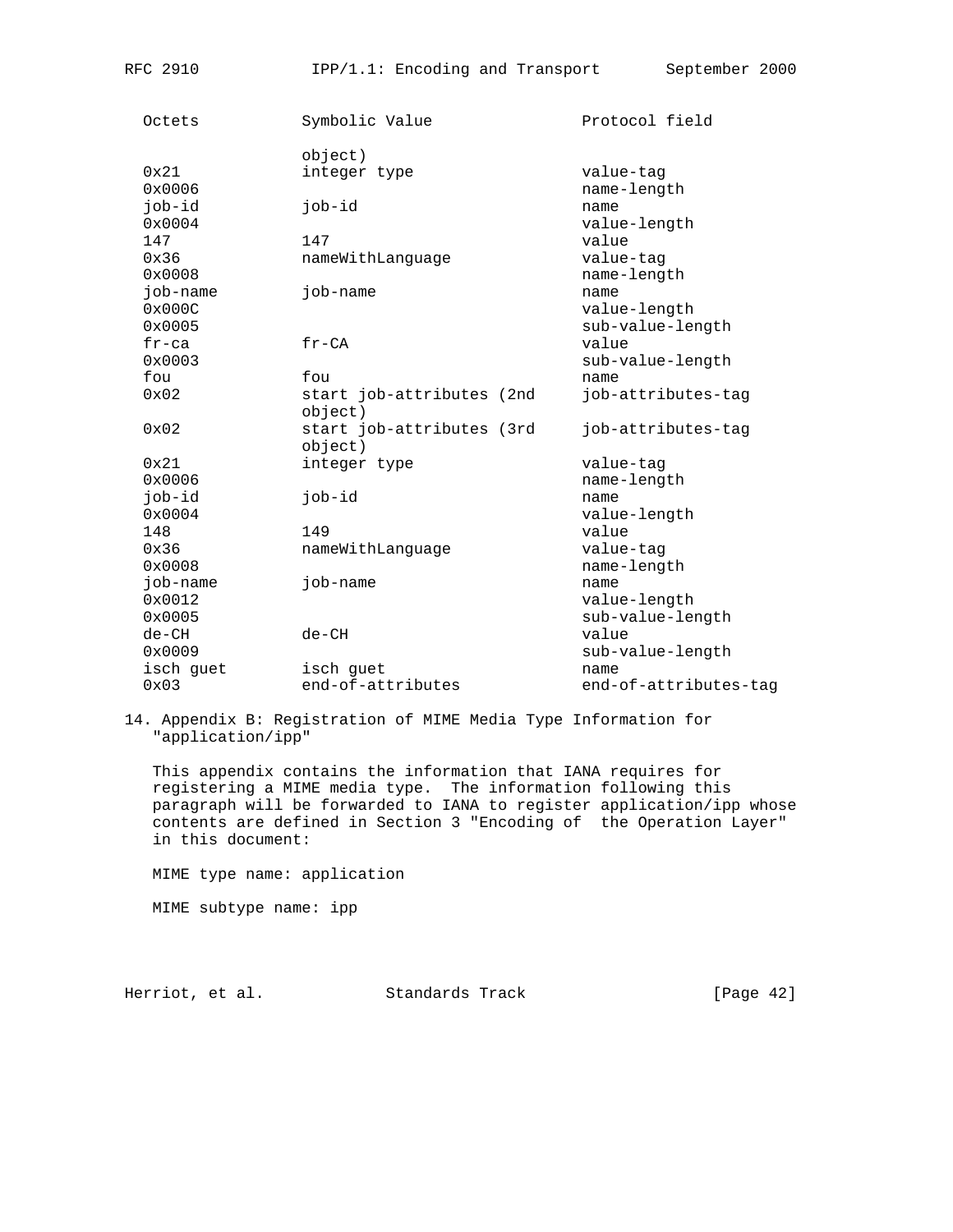| Octets | Symbolic Value | Protocol field |
|---|---|---|
| | object) | |
| 0x21 | integer type | value-tag |
| 0x0006 | | name-length |
| job-id | job-id | name |
| 0x0004 | | value-length |
| 147 | 147 | value |
| 0x36 | nameWithLanguage | value-tag |
| 0x0008 | | name-length |
| job-name | job-name | name |
| 0x000C | | value-length |
| 0x0005 | | sub-value-length |
| fr-ca | fr-CA | value |
| 0x0003 | | sub-value-length |
| fou | fou | name |
| 0x02 | start job-attributes (2nd object) | job-attributes-tag |
| 0x02 | start job-attributes (3rd object) | job-attributes-tag |
| 0x21 | integer type | value-tag |
| 0x0006 | | name-length |
| job-id | job-id | name |
| 0x0004 | | value-length |
| 148 | 149 | value |
| 0x36 | nameWithLanguage | value-tag |
| 0x0008 | | name-length |
| job-name | job-name | name |
| 0x0012 | | value-length |
| 0x0005 | | sub-value-length |
| de-CH | de-CH | value |
| 0x0009 | | sub-value-length |
| isch guet | isch guet | name |
| 0x03 | end-of-attributes | end-of-attributes-tag |

# 14. Appendix B: Registration of MIME Media Type Information for "application/ipp"

This appendix contains the information that IANA requires for registering a MIME media type. The information following this paragraph will be forwarded to IANA to register application/ipp whose contents are defined in Section 3 "Encoding of the Operation Layer" in this document:

MIME type name: application

MIME subtype name: ipp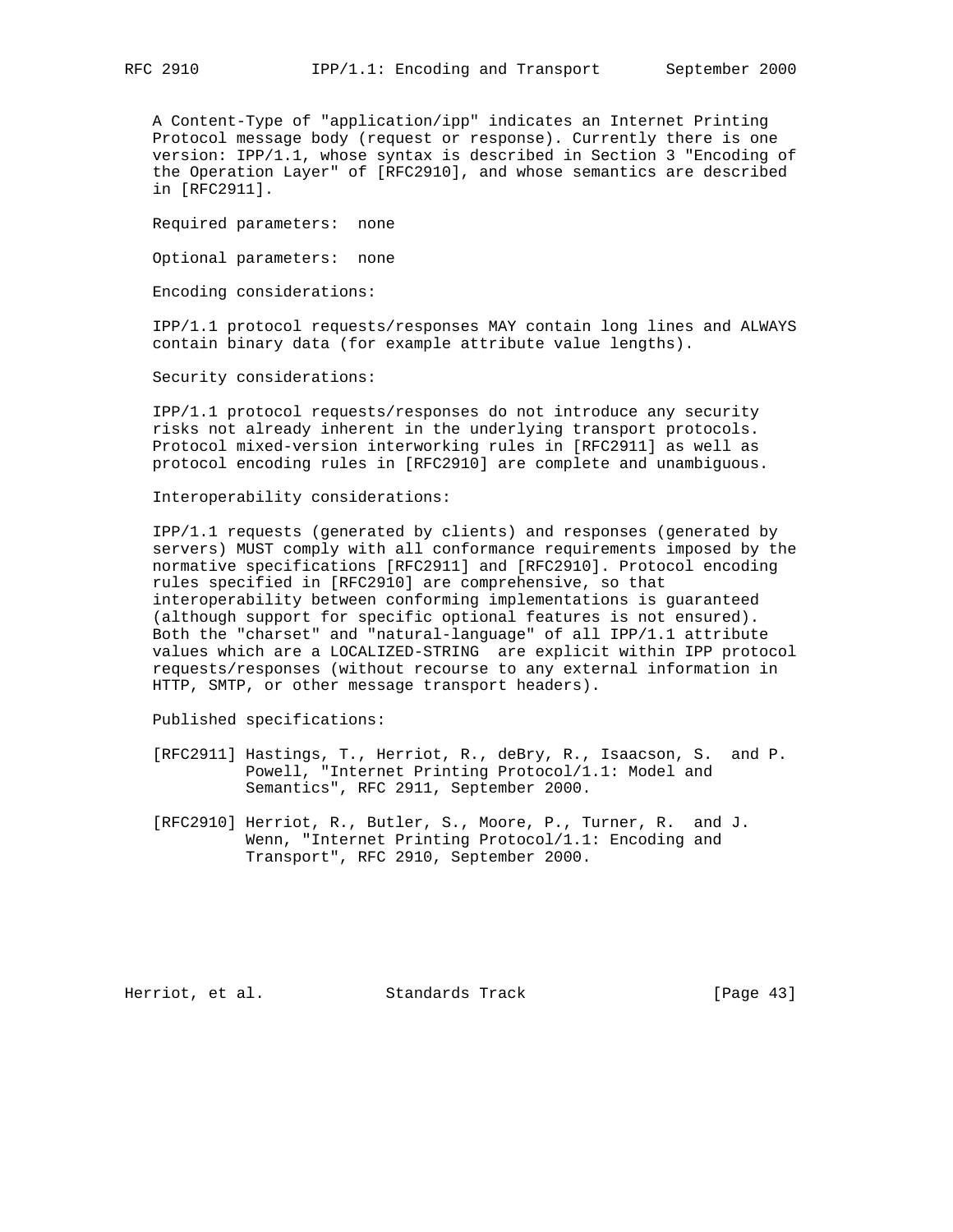A Content-Type of "application/ipp" indicates an Internet Printing Protocol message body (request or response). Currently there is one version: IPP/1.1, whose syntax is described in Section 3 "Encoding of the Operation Layer" of [RFC2910], and whose semantics are described in [RFC2911].

Required parameters: none

Optional parameters: none

Encoding considerations:

IPP/1.1 protocol requests/responses MAY contain long lines and ALWAYS contain binary data (for example attribute value lengths).

Security considerations:

IPP/1.1 protocol requests/responses do not introduce any security risks not already inherent in the underlying transport protocols. Protocol mixed-version interworking rules in [RFC2911] as well as protocol encoding rules in [RFC2910] are complete and unambiguous.

Interoperability considerations:

IPP/1.1 requests (generated by clients) and responses (generated by servers) MUST comply with all conformance requirements imposed by the normative specifications [RFC2911] and [RFC2910]. Protocol encoding rules specified in [RFC2910] are comprehensive, so that interoperability between conforming implementations is guaranteed (although support for specific optional features is not ensured). Both the "charset" and "natural-language" of all IPP/1.1 attribute values which are a LOCALIZED-STRING are explicit within IPP protocol requests/responses (without recourse to any external information in HTTP, SMTP, or other message transport headers).

Published specifications:

[RFC2911] Hastings, T., Herriot, R., deBry, R., Isaacson, S. and P. Powell, "Internet Printing Protocol/1.1: Model and Semantics", RFC 2911, September 2000.

[RFC2910] Herriot, R., Butler, S., Moore, P., Turner, R. and J. Wenn, "Internet Printing Protocol/1.1: Encoding and Transport", RFC 2910, September 2000.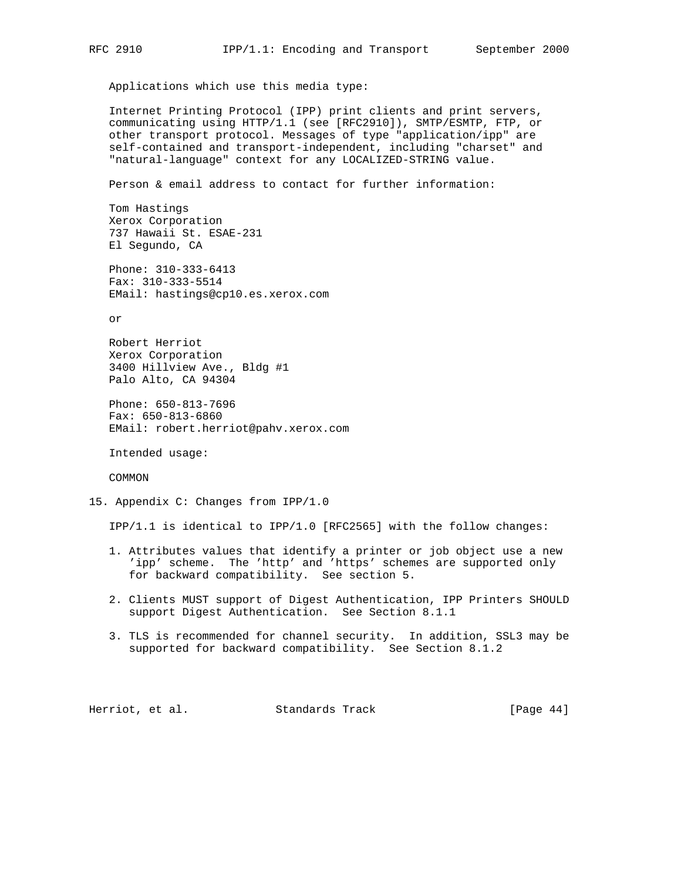Applications which use this media type:

Internet Printing Protocol (IPP) print clients and print servers, communicating using HTTP/1.1 (see [RFC2910]), SMTP/ESMTP, FTP, or other transport protocol. Messages of type "application/ipp" are self-contained and transport-independent, including "charset" and "natural-language" context for any LOCALIZED-STRING value.

Person & email address to contact for further information:

Tom Hastings
Xerox Corporation
737 Hawaii St. ESAE-231
El Segundo, CA

Phone: 310-333-6413
Fax: 310-333-5514
EMail: hastings@cp10.es.xerox.com

or

Robert Herriot
Xerox Corporation
3400 Hillview Ave., Bldg #1
Palo Alto, CA 94304

Phone: 650-813-7696
Fax: 650-813-6860
EMail: robert.herriot@pahv.xerox.com

Intended usage:

COMMON

## 15. Appendix C: Changes from IPP/1.0

IPP/1.1 is identical to IPP/1.0 [RFC2565] with the follow changes:

1. Attributes values that identify a printer or job object use a new 'ipp' scheme. The 'http' and 'https' schemes are supported only for backward compatibility. See section 5.

2. Clients MUST support of Digest Authentication, IPP Printers SHOULD support Digest Authentication. See Section 8.1.1

3. TLS is recommended for channel security. In addition, SSL3 may be supported for backward compatibility. See Section 8.1.2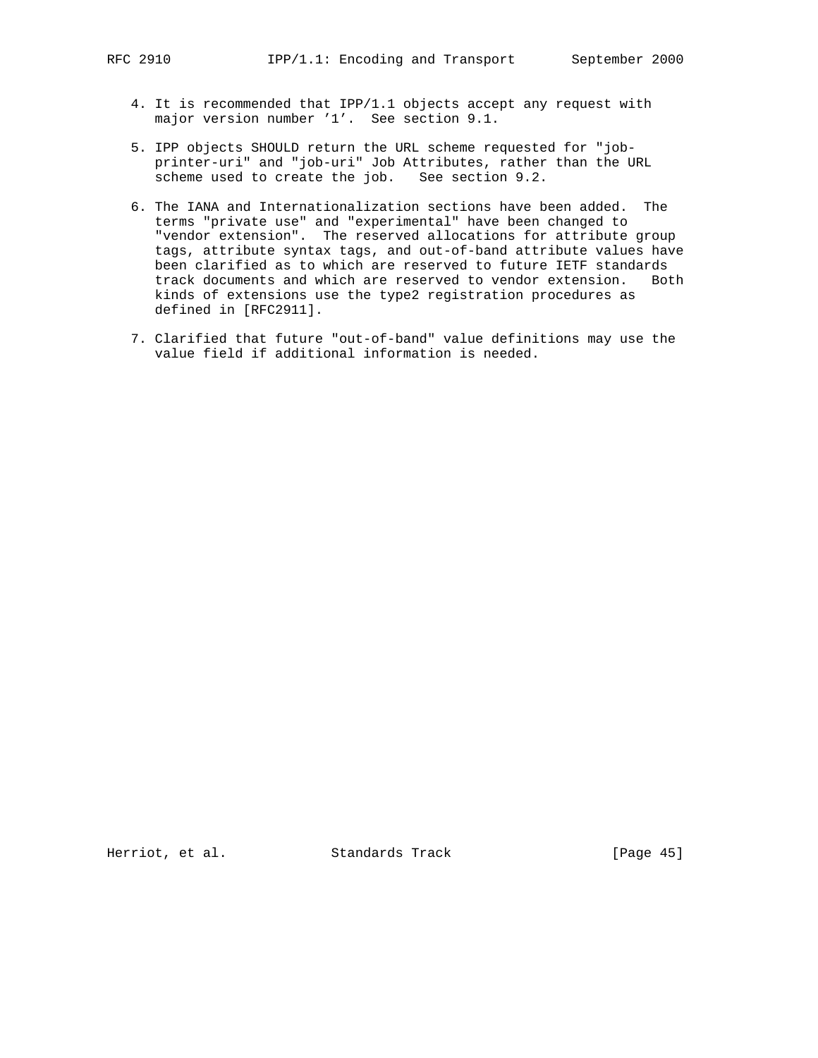4. It is recommended that IPP/1.1 objects accept any request with major version number '1'. See section 9.1.

5. IPP objects SHOULD return the URL scheme requested for "job-printer-uri" and "job-uri" Job Attributes, rather than the URL scheme used to create the job. See section 9.2.

6. The IANA and Internationalization sections have been added. The terms "private use" and "experimental" have been changed to "vendor extension". The reserved allocations for attribute group tags, attribute syntax tags, and out-of-band attribute values have been clarified as to which are reserved to future IETF standards track documents and which are reserved to vendor extension. Both kinds of extensions use the type2 registration procedures as defined in [RFC2911].

7. Clarified that future "out-of-band" value definitions may use the value field if additional information is needed.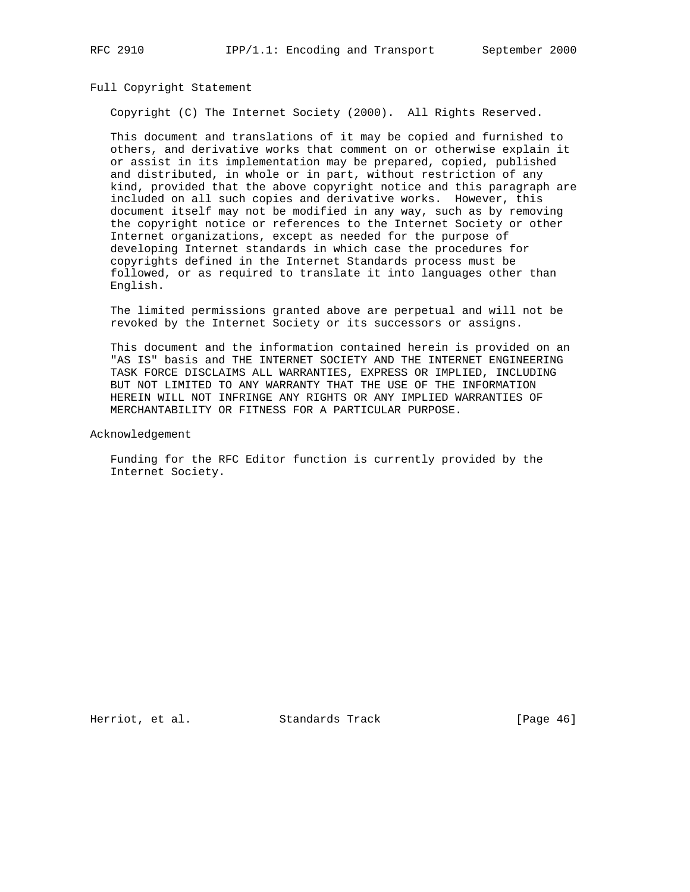## Full Copyright Statement

Copyright (C) The Internet Society (2000). All Rights Reserved.

This document and translations of it may be copied and furnished to others, and derivative works that comment on or otherwise explain it or assist in its implementation may be prepared, copied, published and distributed, in whole or in part, without restriction of any kind, provided that the above copyright notice and this paragraph are included on all such copies and derivative works. However, this document itself may not be modified in any way, such as by removing the copyright notice or references to the Internet Society or other Internet organizations, except as needed for the purpose of developing Internet standards in which case the procedures for copyrights defined in the Internet Standards process must be followed, or as required to translate it into languages other than English.

The limited permissions granted above are perpetual and will not be revoked by the Internet Society or its successors or assigns.

This document and the information contained herein is provided on an "AS IS" basis and THE INTERNET SOCIETY AND THE INTERNET ENGINEERING TASK FORCE DISCLAIMS ALL WARRANTIES, EXPRESS OR IMPLIED, INCLUDING BUT NOT LIMITED TO ANY WARRANTY THAT THE USE OF THE INFORMATION HEREIN WILL NOT INFRINGE ANY RIGHTS OR ANY IMPLIED WARRANTIES OF MERCHANTABILITY OR FITNESS FOR A PARTICULAR PURPOSE.

## Acknowledgement

Funding for the RFC Editor function is currently provided by the Internet Society.